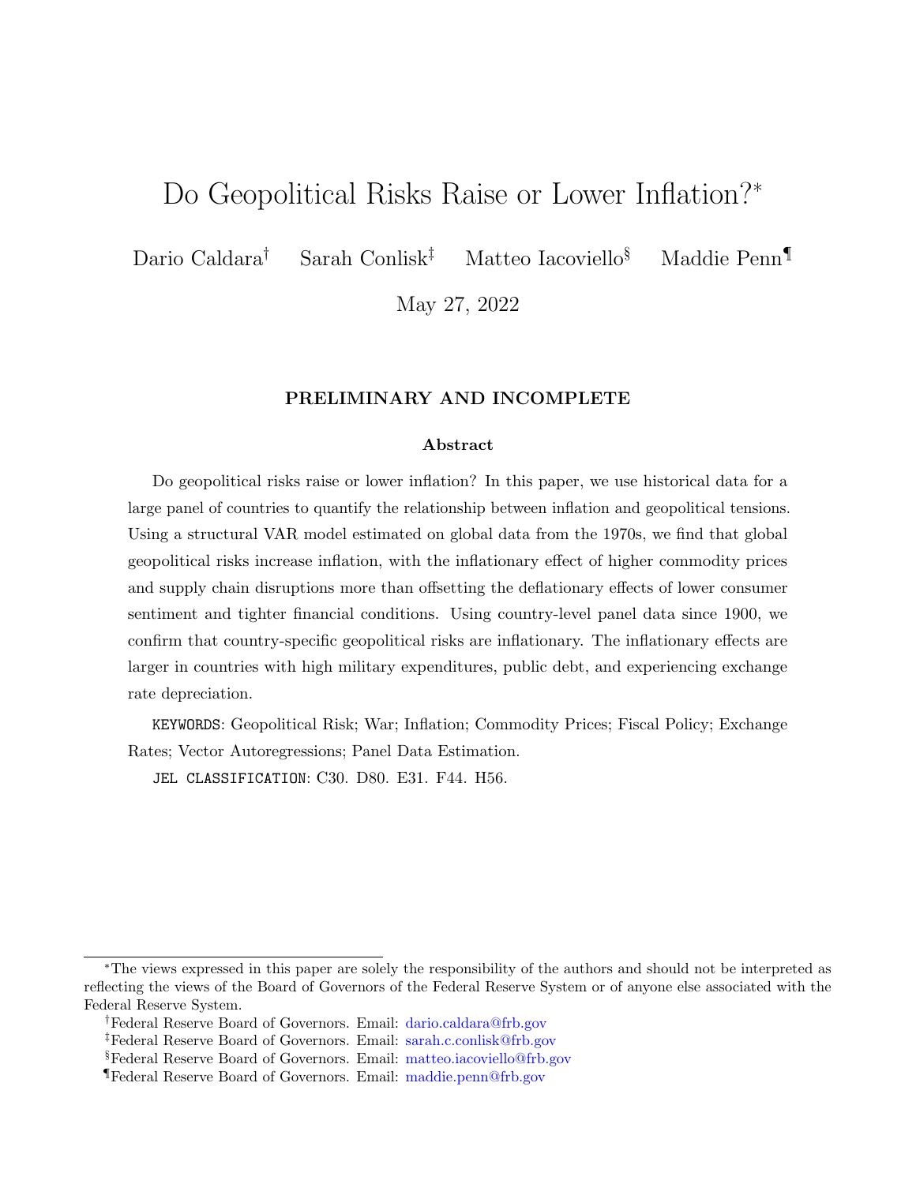# Do Geopolitical Risks Raise or Lower Inflation?*

Dario Caldara[†] Sarah Conlisk[‡] Matteo Iacoviello[§] Maddie Penn[¶]

May 27, 2022

**PRELIMINARY AND INCOMPLETE**

**Abstract**

Do geopolitical risks raise or lower inflation? In this paper, we use historical data for a large panel of countries to quantify the relationship between inflation and geopolitical tensions. Using a structural VAR model estimated on global data from the 1970s, we find that global geopolitical risks increase inflation, with the inflationary effect of higher commodity prices and supply chain disruptions more than offsetting the deflationary effects of lower consumer sentiment and tighter financial conditions. Using country-level panel data since 1900, we confirm that country-specific geopolitical risks are inflationary. The inflationary effects are larger in countries with high military expenditures, public debt, and experiencing exchange rate depreciation.

KEYWORDS: Geopolitical Risk; War; Inflation; Commodity Prices; Fiscal Policy; Exchange Rates; Vector Autoregressions; Panel Data Estimation.

JEL CLASSIFICATION: C30. D80. E31. F44. H56.

---

*The views expressed in this paper are solely the responsibility of the authors and should not be interpreted as reflecting the views of the Board of Governors of the Federal Reserve System or of anyone else associated with the Federal Reserve System.

[†]Federal Reserve Board of Governors. Email: dario.caldara@frb.gov

[‡]Federal Reserve Board of Governors. Email: sarah.c.conlisk@frb.gov

[§]Federal Reserve Board of Governors. Email: matteo.iacoviello@frb.gov

[¶]Federal Reserve Board of Governors. Email: maddie.penn@frb.gov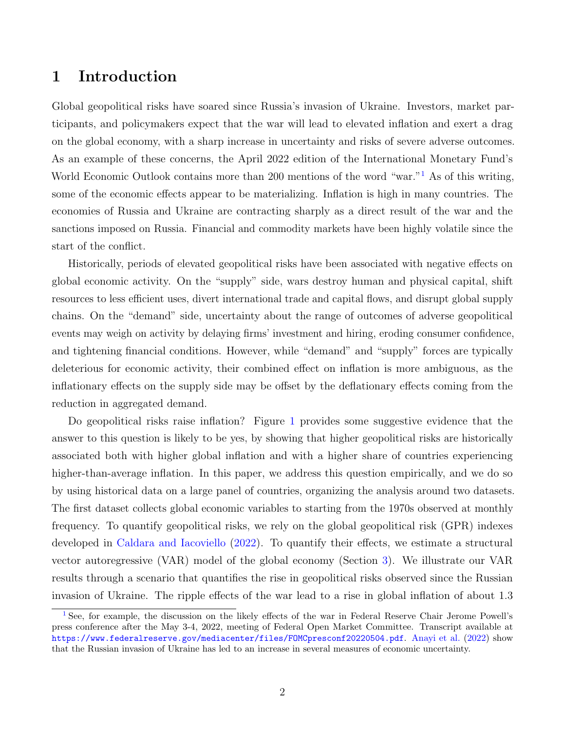# 1 Introduction

Global geopolitical risks have soared since Russia's invasion of Ukraine. Investors, market participants, and policymakers expect that the war will lead to elevated inflation and exert a drag on the global economy, with a sharp increase in uncertainty and risks of severe adverse outcomes. As an example of these concerns, the April 2022 edition of the International Monetary Fund's World Economic Outlook contains more than 200 mentions of the word "war."[1] As of this writing, some of the economic effects appear to be materializing. Inflation is high in many countries. The economies of Russia and Ukraine are contracting sharply as a direct result of the war and the sanctions imposed on Russia. Financial and commodity markets have been highly volatile since the start of the conflict.

Historically, periods of elevated geopolitical risks have been associated with negative effects on global economic activity. On the "supply" side, wars destroy human and physical capital, shift resources to less efficient uses, divert international trade and capital flows, and disrupt global supply chains. On the "demand" side, uncertainty about the range of outcomes of adverse geopolitical events may weigh on activity by delaying firms' investment and hiring, eroding consumer confidence, and tightening financial conditions. However, while "demand" and "supply" forces are typically deleterious for economic activity, their combined effect on inflation is more ambiguous, as the inflationary effects on the supply side may be offset by the deflationary effects coming from the reduction in aggregated demand.

Do geopolitical risks raise inflation? Figure 1 provides some suggestive evidence that the answer to this question is likely to be yes, by showing that higher geopolitical risks are historically associated both with higher global inflation and with a higher share of countries experiencing higher-than-average inflation. In this paper, we address this question empirically, and we do so by using historical data on a large panel of countries, organizing the analysis around two datasets. The first dataset collects global economic variables to starting from the 1970s observed at monthly frequency. To quantify geopolitical risks, we rely on the global geopolitical risk (GPR) indexes developed in Caldara and Iacoviello (2022). To quantify their effects, we estimate a structural vector autoregressive (VAR) model of the global economy (Section 3). We illustrate our VAR results through a scenario that quantifies the rise in geopolitical risks observed since the Russian invasion of Ukraine. The ripple effects of the war lead to a rise in global inflation of about 1.3

[1] See, for example, the discussion on the likely effects of the war in Federal Reserve Chair Jerome Powell's press conference after the May 3-4, 2022, meeting of Federal Open Market Committee. Transcript available at https://www.federalreserve.gov/mediacenter/files/FOMCpresconf20220504.pdf. Anayi et al. (2022) show that the Russian invasion of Ukraine has led to an increase in several measures of economic uncertainty.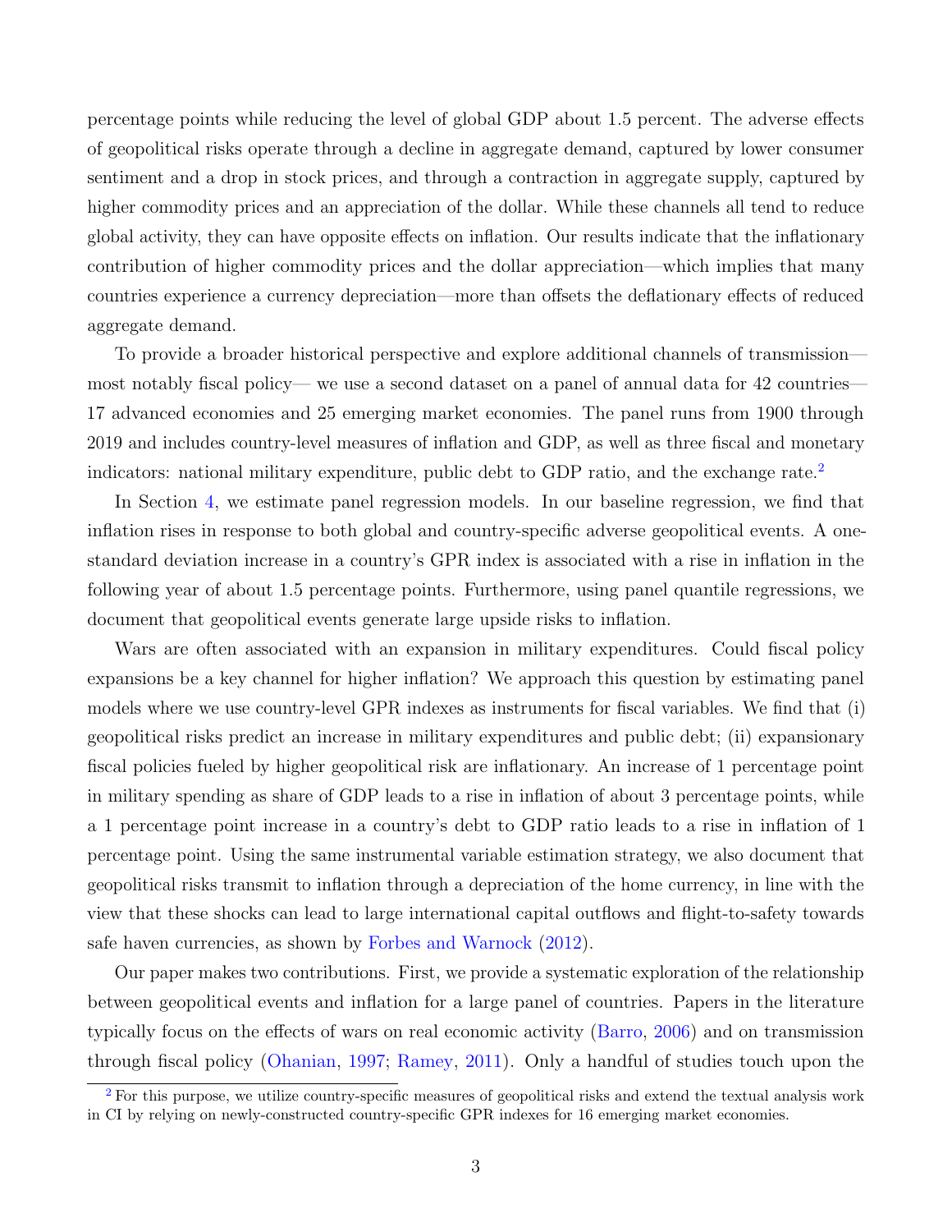percentage points while reducing the level of global GDP about 1.5 percent. The adverse effects of geopolitical risks operate through a decline in aggregate demand, captured by lower consumer sentiment and a drop in stock prices, and through a contraction in aggregate supply, captured by higher commodity prices and an appreciation of the dollar. While these channels all tend to reduce global activity, they can have opposite effects on inflation. Our results indicate that the inflationary contribution of higher commodity prices and the dollar appreciation—which implies that many countries experience a currency depreciation—more than offsets the deflationary effects of reduced aggregate demand.

To provide a broader historical perspective and explore additional channels of transmission—most notably fiscal policy— we use a second dataset on a panel of annual data for 42 countries—17 advanced economies and 25 emerging market economies. The panel runs from 1900 through 2019 and includes country-level measures of inflation and GDP, as well as three fiscal and monetary indicators: national military expenditure, public debt to GDP ratio, and the exchange rate.[2]

In Section 4, we estimate panel regression models. In our baseline regression, we find that inflation rises in response to both global and country-specific adverse geopolitical events. A one-standard deviation increase in a country's GPR index is associated with a rise in inflation in the following year of about 1.5 percentage points. Furthermore, using panel quantile regressions, we document that geopolitical events generate large upside risks to inflation.

Wars are often associated with an expansion in military expenditures. Could fiscal policy expansions be a key channel for higher inflation? We approach this question by estimating panel models where we use country-level GPR indexes as instruments for fiscal variables. We find that (i) geopolitical risks predict an increase in military expenditures and public debt; (ii) expansionary fiscal policies fueled by higher geopolitical risk are inflationary. An increase of 1 percentage point in military spending as share of GDP leads to a rise in inflation of about 3 percentage points, while a 1 percentage point increase in a country's debt to GDP ratio leads to a rise in inflation of 1 percentage point. Using the same instrumental variable estimation strategy, we also document that geopolitical risks transmit to inflation through a depreciation of the home currency, in line with the view that these shocks can lead to large international capital outflows and flight-to-safety towards safe haven currencies, as shown by Forbes and Warnock (2012).

Our paper makes two contributions. First, we provide a systematic exploration of the relationship between geopolitical events and inflation for a large panel of countries. Papers in the literature typically focus on the effects of wars on real economic activity (Barro, 2006) and on transmission through fiscal policy (Ohanian, 1997; Ramey, 2011). Only a handful of studies touch upon the

[2] For this purpose, we utilize country-specific measures of geopolitical risks and extend the textual analysis work in CI by relying on newly-constructed country-specific GPR indexes for 16 emerging market economies.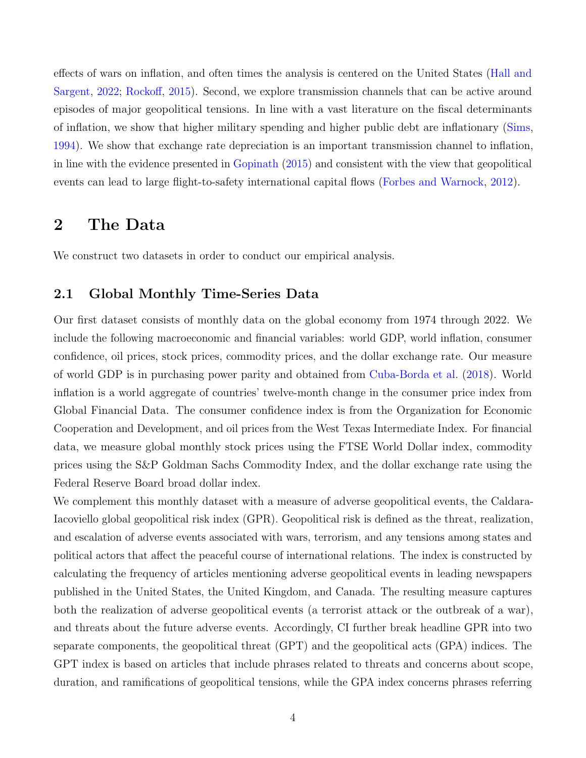effects of wars on inflation, and often times the analysis is centered on the United States (Hall and Sargent, 2022; Rockoff, 2015). Second, we explore transmission channels that can be active around episodes of major geopolitical tensions. In line with a vast literature on the fiscal determinants of inflation, we show that higher military spending and higher public debt are inflationary (Sims, 1994). We show that exchange rate depreciation is an important transmission channel to inflation, in line with the evidence presented in Gopinath (2015) and consistent with the view that geopolitical events can lead to large flight-to-safety international capital flows (Forbes and Warnock, 2012).

# 2 The Data

We construct two datasets in order to conduct our empirical analysis.

## 2.1 Global Monthly Time-Series Data

Our first dataset consists of monthly data on the global economy from 1974 through 2022. We include the following macroeconomic and financial variables: world GDP, world inflation, consumer confidence, oil prices, stock prices, commodity prices, and the dollar exchange rate. Our measure of world GDP is in purchasing power parity and obtained from Cuba-Borda et al. (2018). World inflation is a world aggregate of countries' twelve-month change in the consumer price index from Global Financial Data. The consumer confidence index is from the Organization for Economic Cooperation and Development, and oil prices from the West Texas Intermediate Index. For financial data, we measure global monthly stock prices using the FTSE World Dollar index, commodity prices using the S&P Goldman Sachs Commodity Index, and the dollar exchange rate using the Federal Reserve Board broad dollar index.

We complement this monthly dataset with a measure of adverse geopolitical events, the Caldara-Iacoviello global geopolitical risk index (GPR). Geopolitical risk is defined as the threat, realization, and escalation of adverse events associated with wars, terrorism, and any tensions among states and political actors that affect the peaceful course of international relations. The index is constructed by calculating the frequency of articles mentioning adverse geopolitical events in leading newspapers published in the United States, the United Kingdom, and Canada. The resulting measure captures both the realization of adverse geopolitical events (a terrorist attack or the outbreak of a war), and threats about the future adverse events. Accordingly, CI further break headline GPR into two separate components, the geopolitical threat (GPT) and the geopolitical acts (GPA) indices. The GPT index is based on articles that include phrases related to threats and concerns about scope, duration, and ramifications of geopolitical tensions, while the GPA index concerns phrases referring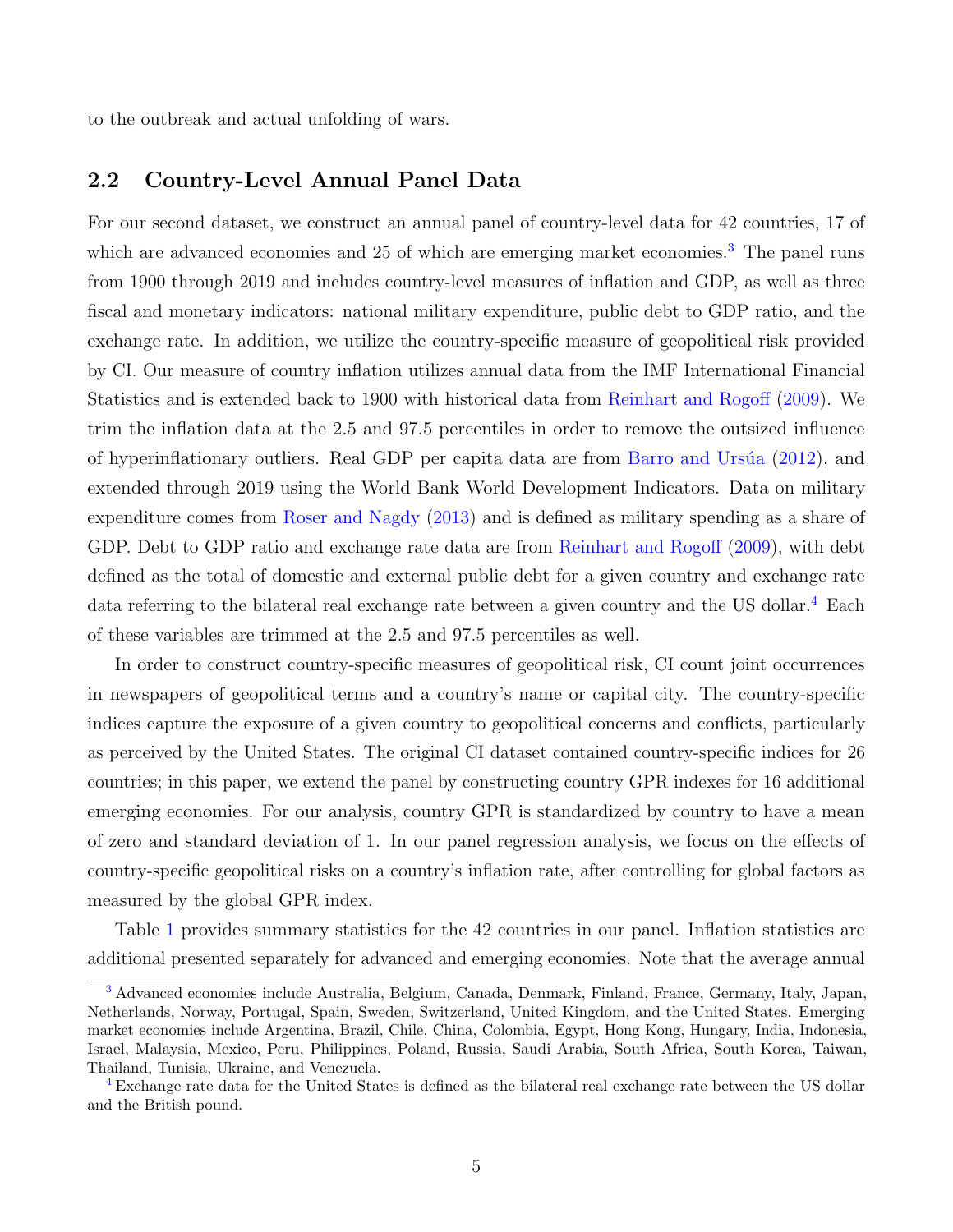to the outbreak and actual unfolding of wars.

## 2.2 Country-Level Annual Panel Data

For our second dataset, we construct an annual panel of country-level data for 42 countries, 17 of which are advanced economies and 25 of which are emerging market economies.[3] The panel runs from 1900 through 2019 and includes country-level measures of inflation and GDP, as well as three fiscal and monetary indicators: national military expenditure, public debt to GDP ratio, and the exchange rate. In addition, we utilize the country-specific measure of geopolitical risk provided by CI. Our measure of country inflation utilizes annual data from the IMF International Financial Statistics and is extended back to 1900 with historical data from Reinhart and Rogoff (2009). We trim the inflation data at the 2.5 and 97.5 percentiles in order to remove the outsized influence of hyperinflationary outliers. Real GDP per capita data are from Barro and Ursúa (2012), and extended through 2019 using the World Bank World Development Indicators. Data on military expenditure comes from Roser and Nagdy (2013) and is defined as military spending as a share of GDP. Debt to GDP ratio and exchange rate data are from Reinhart and Rogoff (2009), with debt defined as the total of domestic and external public debt for a given country and exchange rate data referring to the bilateral real exchange rate between a given country and the US dollar.[4] Each of these variables are trimmed at the 2.5 and 97.5 percentiles as well.

In order to construct country-specific measures of geopolitical risk, CI count joint occurrences in newspapers of geopolitical terms and a country's name or capital city. The country-specific indices capture the exposure of a given country to geopolitical concerns and conflicts, particularly as perceived by the United States. The original CI dataset contained country-specific indices for 26 countries; in this paper, we extend the panel by constructing country GPR indexes for 16 additional emerging economies. For our analysis, country GPR is standardized by country to have a mean of zero and standard deviation of 1. In our panel regression analysis, we focus on the effects of country-specific geopolitical risks on a country's inflation rate, after controlling for global factors as measured by the global GPR index.

Table 1 provides summary statistics for the 42 countries in our panel. Inflation statistics are additional presented separately for advanced and emerging economies. Note that the average annual

[3] Advanced economies include Australia, Belgium, Canada, Denmark, Finland, France, Germany, Italy, Japan, Netherlands, Norway, Portugal, Spain, Sweden, Switzerland, United Kingdom, and the United States. Emerging market economies include Argentina, Brazil, Chile, China, Colombia, Egypt, Hong Kong, Hungary, India, Indonesia, Israel, Malaysia, Mexico, Peru, Philippines, Poland, Russia, Saudi Arabia, South Africa, South Korea, Taiwan, Thailand, Tunisia, Ukraine, and Venezuela.

[4] Exchange rate data for the United States is defined as the bilateral real exchange rate between the US dollar and the British pound.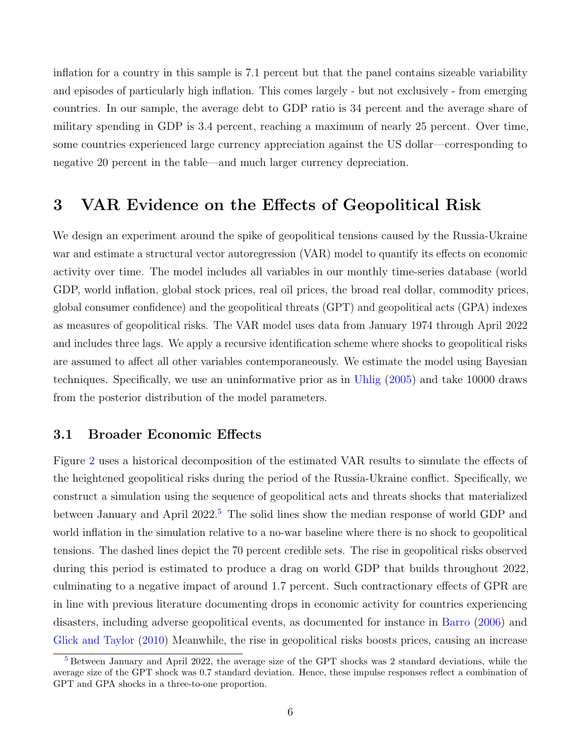inflation for a country in this sample is 7.1 percent but that the panel contains sizeable variability and episodes of particularly high inflation. This comes largely - but not exclusively - from emerging countries. In our sample, the average debt to GDP ratio is 34 percent and the average share of military spending in GDP is 3.4 percent, reaching a maximum of nearly 25 percent. Over time, some countries experienced large currency appreciation against the US dollar—corresponding to negative 20 percent in the table—and much larger currency depreciation.

# 3 VAR Evidence on the Effects of Geopolitical Risk

We design an experiment around the spike of geopolitical tensions caused by the Russia-Ukraine war and estimate a structural vector autoregression (VAR) model to quantify its effects on economic activity over time. The model includes all variables in our monthly time-series database (world GDP, world inflation, global stock prices, real oil prices, the broad real dollar, commodity prices, global consumer confidence) and the geopolitical threats (GPT) and geopolitical acts (GPA) indexes as measures of geopolitical risks. The VAR model uses data from January 1974 through April 2022 and includes three lags. We apply a recursive identification scheme where shocks to geopolitical risks are assumed to affect all other variables contemporaneously. We estimate the model using Bayesian techniques. Specifically, we use an uninformative prior as in Uhlig (2005) and take 10000 draws from the posterior distribution of the model parameters.

## 3.1 Broader Economic Effects

Figure 2 uses a historical decomposition of the estimated VAR results to simulate the effects of the heightened geopolitical risks during the period of the Russia-Ukraine conflict. Specifically, we construct a simulation using the sequence of geopolitical acts and threats shocks that materialized between January and April 2022.[5] The solid lines show the median response of world GDP and world inflation in the simulation relative to a no-war baseline where there is no shock to geopolitical tensions. The dashed lines depict the 70 percent credible sets. The rise in geopolitical risks observed during this period is estimated to produce a drag on world GDP that builds throughout 2022, culminating to a negative impact of around 1.7 percent. Such contractionary effects of GPR are in line with previous literature documenting drops in economic activity for countries experiencing disasters, including adverse geopolitical events, as documented for instance in Barro (2006) and Glick and Taylor (2010) Meanwhile, the rise in geopolitical risks boosts prices, causing an increase

[5] Between January and April 2022, the average size of the GPT shocks was 2 standard deviations, while the average size of the GPT shock was 0.7 standard deviation. Hence, these impulse responses reflect a combination of GPT and GPA shocks in a three-to-one proportion.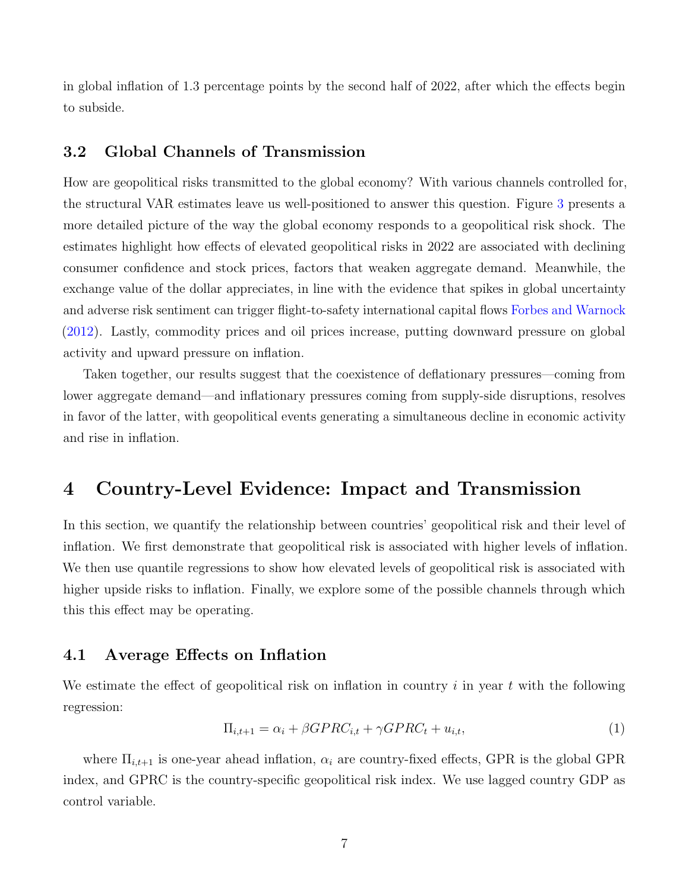in global inflation of 1.3 percentage points by the second half of 2022, after which the effects begin to subside.

### 3.2 Global Channels of Transmission

How are geopolitical risks transmitted to the global economy? With various channels controlled for, the structural VAR estimates leave us well-positioned to answer this question. Figure 3 presents a more detailed picture of the way the global economy responds to a geopolitical risk shock. The estimates highlight how effects of elevated geopolitical risks in 2022 are associated with declining consumer confidence and stock prices, factors that weaken aggregate demand. Meanwhile, the exchange value of the dollar appreciates, in line with the evidence that spikes in global uncertainty and adverse risk sentiment can trigger flight-to-safety international capital flows Forbes and Warnock (2012). Lastly, commodity prices and oil prices increase, putting downward pressure on global activity and upward pressure on inflation.

Taken together, our results suggest that the coexistence of deflationary pressures—coming from lower aggregate demand—and inflationary pressures coming from supply-side disruptions, resolves in favor of the latter, with geopolitical events generating a simultaneous decline in economic activity and rise in inflation.

## 4 Country-Level Evidence: Impact and Transmission

In this section, we quantify the relationship between countries' geopolitical risk and their level of inflation. We first demonstrate that geopolitical risk is associated with higher levels of inflation. We then use quantile regressions to show how elevated levels of geopolitical risk is associated with higher upside risks to inflation. Finally, we explore some of the possible channels through which this this effect may be operating.

### 4.1 Average Effects on Inflation

We estimate the effect of geopolitical risk on inflation in country $i$ in year $t$ with the following regression:

$$\Pi_{i,t+1} = \alpha_i + \beta GPRC_{i,t} + \gamma GPRC_t + u_{i,t}, \tag{1}$$

where $\Pi_{i,t+1}$ is one-year ahead inflation, $\alpha_i$ are country-fixed effects, GPR is the global GPR index, and GPRC is the country-specific geopolitical risk index. We use lagged country GDP as control variable.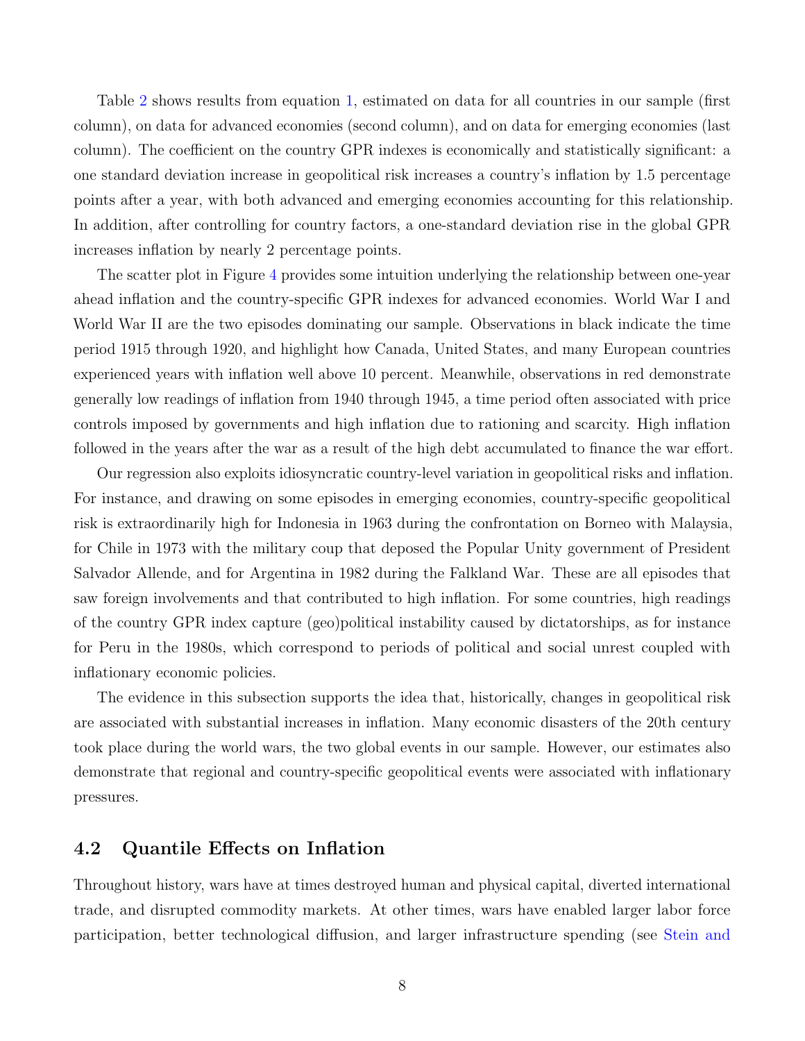Table 2 shows results from equation 1, estimated on data for all countries in our sample (first column), on data for advanced economies (second column), and on data for emerging economies (last column). The coefficient on the country GPR indexes is economically and statistically significant: a one standard deviation increase in geopolitical risk increases a country's inflation by 1.5 percentage points after a year, with both advanced and emerging economies accounting for this relationship. In addition, after controlling for country factors, a one-standard deviation rise in the global GPR increases inflation by nearly 2 percentage points.

The scatter plot in Figure 4 provides some intuition underlying the relationship between one-year ahead inflation and the country-specific GPR indexes for advanced economies. World War I and World War II are the two episodes dominating our sample. Observations in black indicate the time period 1915 through 1920, and highlight how Canada, United States, and many European countries experienced years with inflation well above 10 percent. Meanwhile, observations in red demonstrate generally low readings of inflation from 1940 through 1945, a time period often associated with price controls imposed by governments and high inflation due to rationing and scarcity. High inflation followed in the years after the war as a result of the high debt accumulated to finance the war effort.

Our regression also exploits idiosyncratic country-level variation in geopolitical risks and inflation. For instance, and drawing on some episodes in emerging economies, country-specific geopolitical risk is extraordinarily high for Indonesia in 1963 during the confrontation on Borneo with Malaysia, for Chile in 1973 with the military coup that deposed the Popular Unity government of President Salvador Allende, and for Argentina in 1982 during the Falkland War. These are all episodes that saw foreign involvements and that contributed to high inflation. For some countries, high readings of the country GPR index capture (geo)political instability caused by dictatorships, as for instance for Peru in the 1980s, which correspond to periods of political and social unrest coupled with inflationary economic policies.

The evidence in this subsection supports the idea that, historically, changes in geopolitical risk are associated with substantial increases in inflation. Many economic disasters of the 20th century took place during the world wars, the two global events in our sample. However, our estimates also demonstrate that regional and country-specific geopolitical events were associated with inflationary pressures.

## 4.2 Quantile Effects on Inflation

Throughout history, wars have at times destroyed human and physical capital, diverted international trade, and disrupted commodity markets. At other times, wars have enabled larger labor force participation, better technological diffusion, and larger infrastructure spending (see Stein and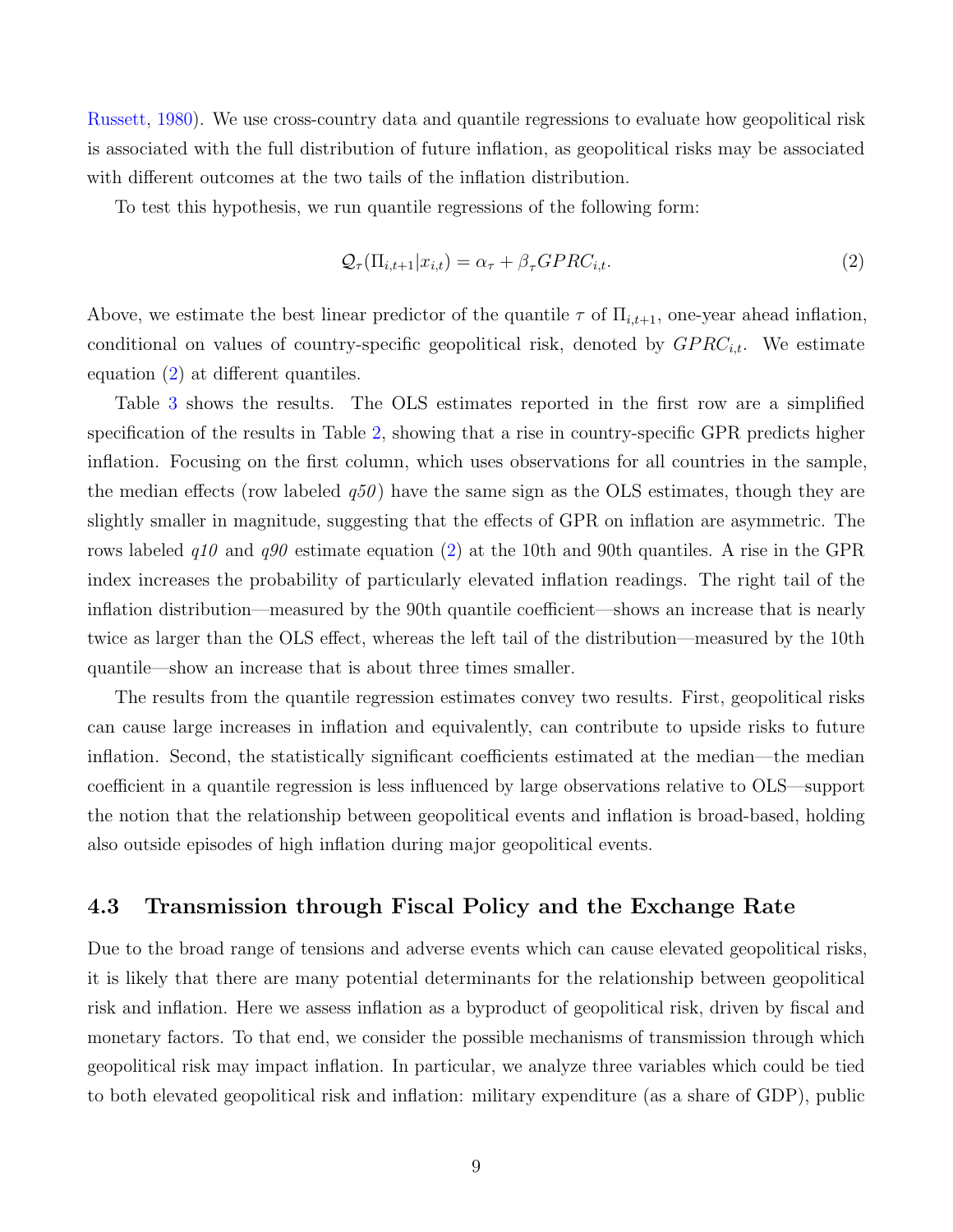Russett, 1980). We use cross-country data and quantile regressions to evaluate how geopolitical risk is associated with the full distribution of future inflation, as geopolitical risks may be associated with different outcomes at the two tails of the inflation distribution.

To test this hypothesis, we run quantile regressions of the following form:

$$\mathcal{Q}_{\tau}(\Pi_{i,t+1}|x_{i,t}) = \alpha_{\tau} + \beta_{\tau} GPRC_{i,t}. \tag{2}$$

Above, we estimate the best linear predictor of the quantile $\tau$ of $\Pi_{i,t+1}$, one-year ahead inflation, conditional on values of country-specific geopolitical risk, denoted by $GPRC_{i,t}$. We estimate equation (2) at different quantiles.

Table 3 shows the results. The OLS estimates reported in the first row are a simplified specification of the results in Table 2, showing that a rise in country-specific GPR predicts higher inflation. Focusing on the first column, which uses observations for all countries in the sample, the median effects (row labeled *q50*) have the same sign as the OLS estimates, though they are slightly smaller in magnitude, suggesting that the effects of GPR on inflation are asymmetric. The rows labeled *q10* and *q90* estimate equation (2) at the 10th and 90th quantiles. A rise in the GPR index increases the probability of particularly elevated inflation readings. The right tail of the inflation distribution—measured by the 90th quantile coefficient—shows an increase that is nearly twice as larger than the OLS effect, whereas the left tail of the distribution—measured by the 10th quantile—show an increase that is about three times smaller.

The results from the quantile regression estimates convey two results. First, geopolitical risks can cause large increases in inflation and equivalently, can contribute to upside risks to future inflation. Second, the statistically significant coefficients estimated at the median—the median coefficient in a quantile regression is less influenced by large observations relative to OLS—support the notion that the relationship between geopolitical events and inflation is broad-based, holding also outside episodes of high inflation during major geopolitical events.

### 4.3 Transmission through Fiscal Policy and the Exchange Rate

Due to the broad range of tensions and adverse events which can cause elevated geopolitical risks, it is likely that there are many potential determinants for the relationship between geopolitical risk and inflation. Here we assess inflation as a byproduct of geopolitical risk, driven by fiscal and monetary factors. To that end, we consider the possible mechanisms of transmission through which geopolitical risk may impact inflation. In particular, we analyze three variables which could be tied to both elevated geopolitical risk and inflation: military expenditure (as a share of GDP), public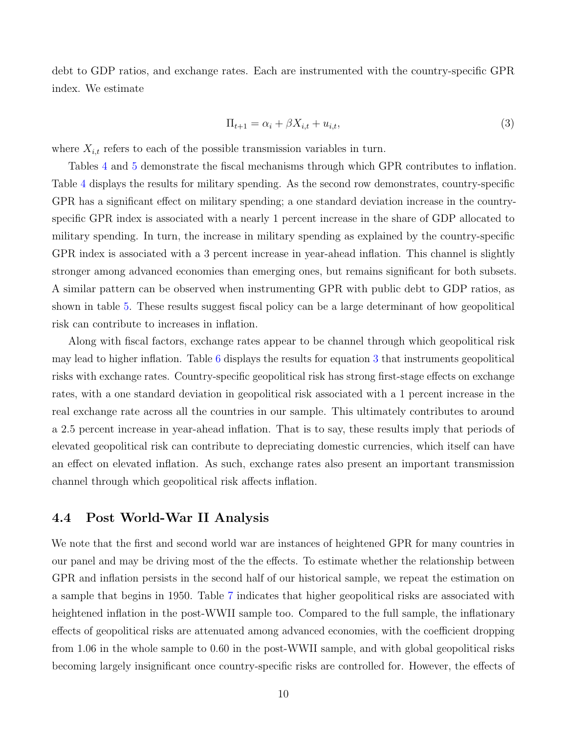debt to GDP ratios, and exchange rates. Each are instrumented with the country-specific GPR index. We estimate

$$\Pi_{t+1} = \alpha_i + \beta X_{i,t} + u_{i,t}, \tag{3}$$

where $X_{i,t}$ refers to each of the possible transmission variables in turn.

Tables 4 and 5 demonstrate the fiscal mechanisms through which GPR contributes to inflation. Table 4 displays the results for military spending. As the second row demonstrates, country-specific GPR has a significant effect on military spending; a one standard deviation increase in the country-specific GPR index is associated with a nearly 1 percent increase in the share of GDP allocated to military spending. In turn, the increase in military spending as explained by the country-specific GPR index is associated with a 3 percent increase in year-ahead inflation. This channel is slightly stronger among advanced economies than emerging ones, but remains significant for both subsets. A similar pattern can be observed when instrumenting GPR with public debt to GDP ratios, as shown in table 5. These results suggest fiscal policy can be a large determinant of how geopolitical risk can contribute to increases in inflation.

Along with fiscal factors, exchange rates appear to be channel through which geopolitical risk may lead to higher inflation. Table 6 displays the results for equation 3 that instruments geopolitical risks with exchange rates. Country-specific geopolitical risk has strong first-stage effects on exchange rates, with a one standard deviation in geopolitical risk associated with a 1 percent increase in the real exchange rate across all the countries in our sample. This ultimately contributes to around a 2.5 percent increase in year-ahead inflation. That is to say, these results imply that periods of elevated geopolitical risk can contribute to depreciating domestic currencies, which itself can have an effect on elevated inflation. As such, exchange rates also present an important transmission channel through which geopolitical risk affects inflation.

### 4.4 Post World-War II Analysis

We note that the first and second world war are instances of heightened GPR for many countries in our panel and may be driving most of the the effects. To estimate whether the relationship between GPR and inflation persists in the second half of our historical sample, we repeat the estimation on a sample that begins in 1950. Table 7 indicates that higher geopolitical risks are associated with heightened inflation in the post-WWII sample too. Compared to the full sample, the inflationary effects of geopolitical risks are attenuated among advanced economies, with the coefficient dropping from 1.06 in the whole sample to 0.60 in the post-WWII sample, and with global geopolitical risks becoming largely insignificant once country-specific risks are controlled for. However, the effects of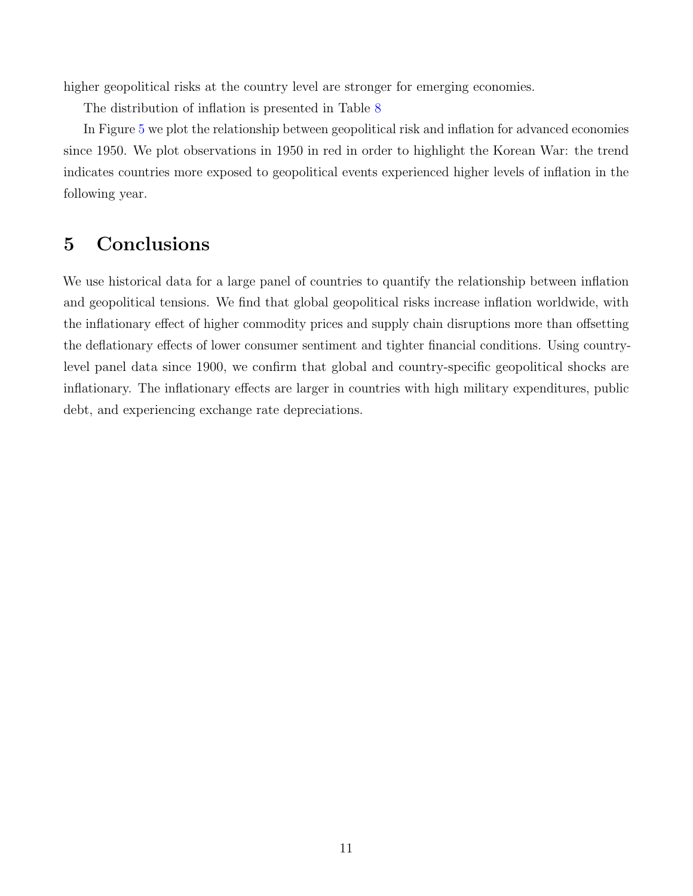higher geopolitical risks at the country level are stronger for emerging economies.

The distribution of inflation is presented in Table 8

In Figure 5 we plot the relationship between geopolitical risk and inflation for advanced economies since 1950. We plot observations in 1950 in red in order to highlight the Korean War: the trend indicates countries more exposed to geopolitical events experienced higher levels of inflation in the following year.

## 5 Conclusions

We use historical data for a large panel of countries to quantify the relationship between inflation and geopolitical tensions. We find that global geopolitical risks increase inflation worldwide, with the inflationary effect of higher commodity prices and supply chain disruptions more than offsetting the deflationary effects of lower consumer sentiment and tighter financial conditions. Using country-level panel data since 1900, we confirm that global and country-specific geopolitical shocks are inflationary. The inflationary effects are larger in countries with high military expenditures, public debt, and experiencing exchange rate depreciations.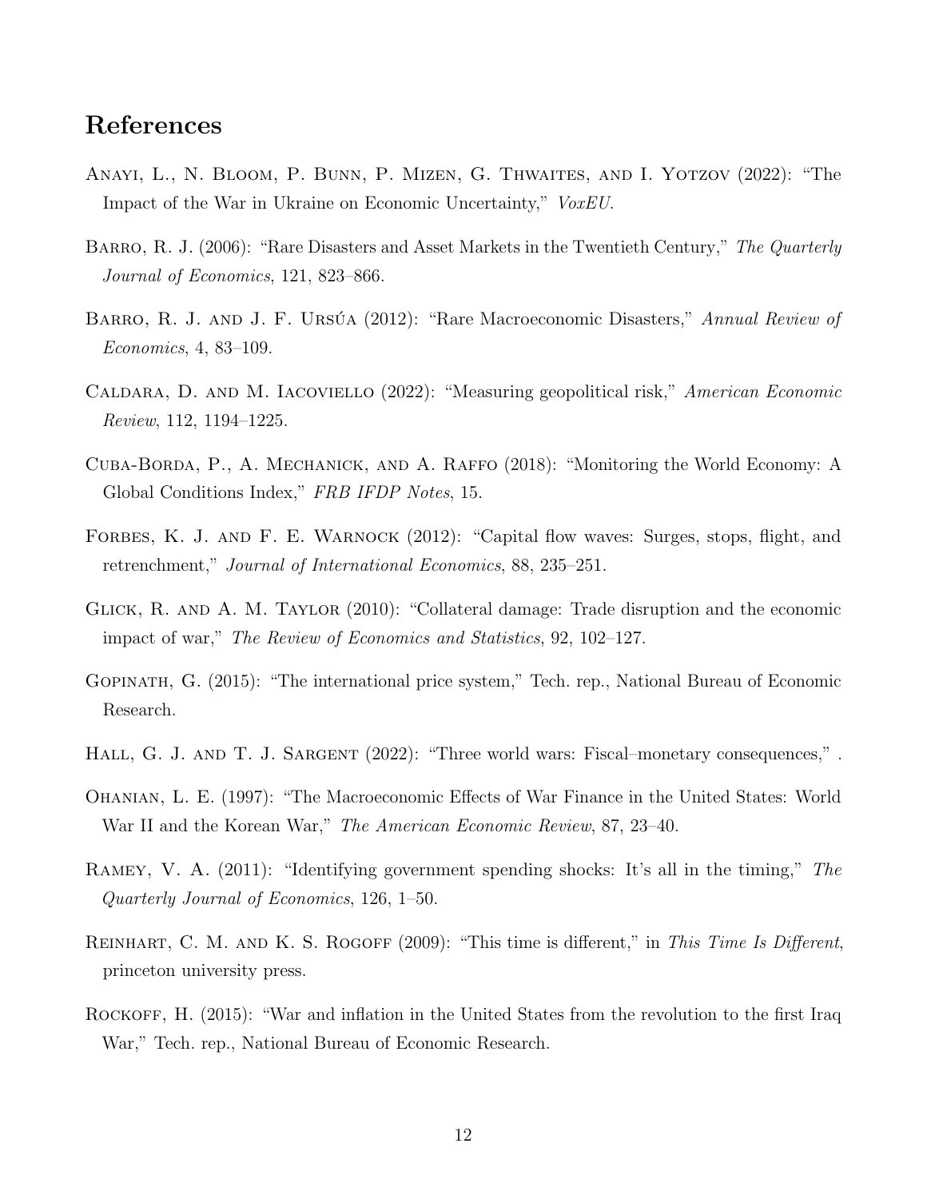## References

Anayi, L., N. Bloom, P. Bunn, P. Mizen, G. Thwaites, and I. Yotzov (2022): "The Impact of the War in Ukraine on Economic Uncertainty," *VoxEU*.

Barro, R. J. (2006): "Rare Disasters and Asset Markets in the Twentieth Century," *The Quarterly Journal of Economics*, 121, 823–866.

Barro, R. J. and J. F. Ursúa (2012): "Rare Macroeconomic Disasters," *Annual Review of Economics*, 4, 83–109.

Caldara, D. and M. Iacoviello (2022): "Measuring geopolitical risk," *American Economic Review*, 112, 1194–1225.

Cuba-Borda, P., A. Mechanick, and A. Raffo (2018): "Monitoring the World Economy: A Global Conditions Index," *FRB IFDP Notes*, 15.

Forbes, K. J. and F. E. Warnock (2012): "Capital flow waves: Surges, stops, flight, and retrenchment," *Journal of International Economics*, 88, 235–251.

Glick, R. and A. M. Taylor (2010): "Collateral damage: Trade disruption and the economic impact of war," *The Review of Economics and Statistics*, 92, 102–127.

Gopinath, G. (2015): "The international price system," Tech. rep., National Bureau of Economic Research.

Hall, G. J. and T. J. Sargent (2022): "Three world wars: Fiscal–monetary consequences," .

Ohanian, L. E. (1997): "The Macroeconomic Effects of War Finance in the United States: World War II and the Korean War," *The American Economic Review*, 87, 23–40.

Ramey, V. A. (2011): "Identifying government spending shocks: It's all in the timing," *The Quarterly Journal of Economics*, 126, 1–50.

Reinhart, C. M. and K. S. Rogoff (2009): "This time is different," in *This Time Is Different*, princeton university press.

Rockoff, H. (2015): "War and inflation in the United States from the revolution to the first Iraq War," Tech. rep., National Bureau of Economic Research.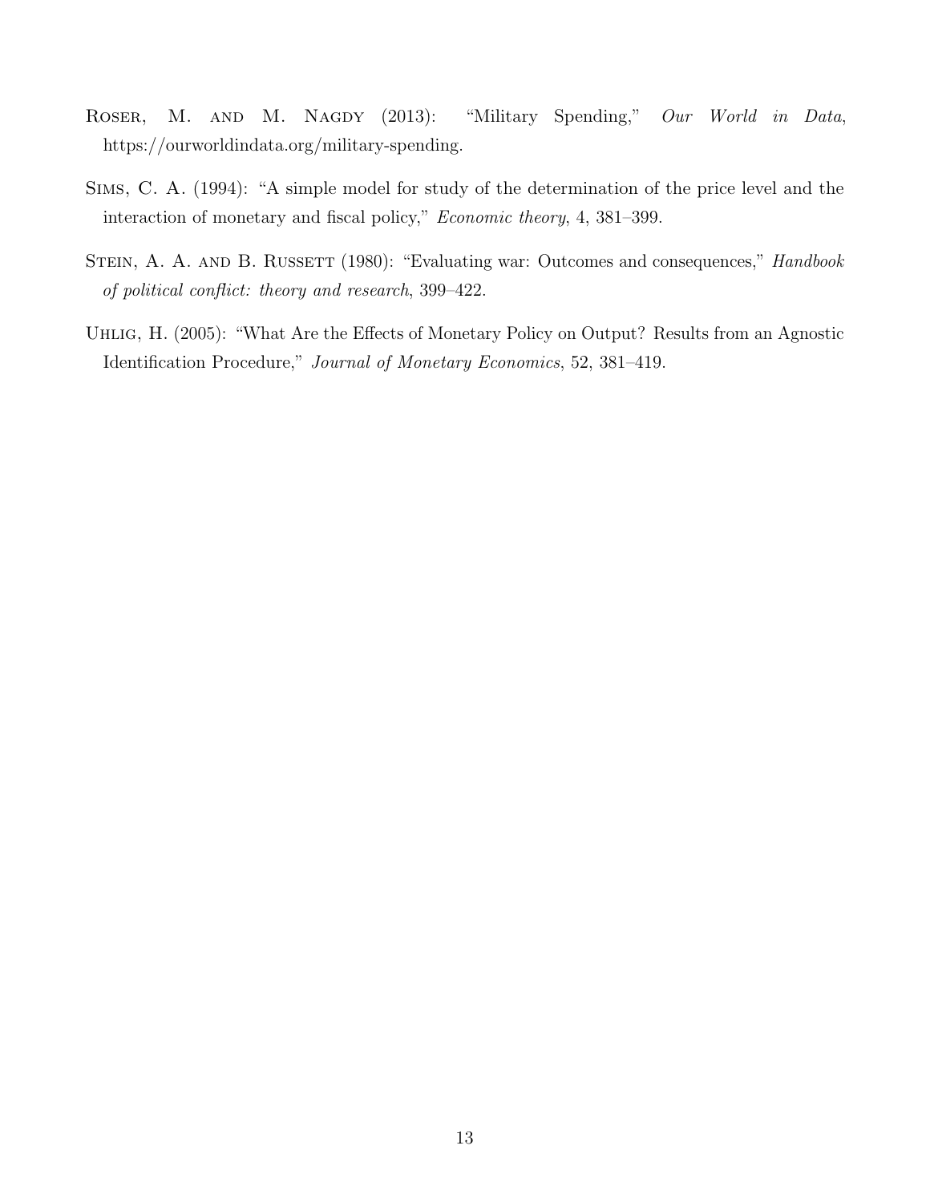Roser, M. and M. Nagdy (2013): "Military Spending," *Our World in Data*, https://ourworldindata.org/military-spending.

Sims, C. A. (1994): "A simple model for study of the determination of the price level and the interaction of monetary and fiscal policy," *Economic theory*, 4, 381–399.

Stein, A. A. and B. Russett (1980): "Evaluating war: Outcomes and consequences," *Handbook of political conflict: theory and research*, 399–422.

Uhlig, H. (2005): "What Are the Effects of Monetary Policy on Output? Results from an Agnostic Identification Procedure," *Journal of Monetary Economics*, 52, 381–419.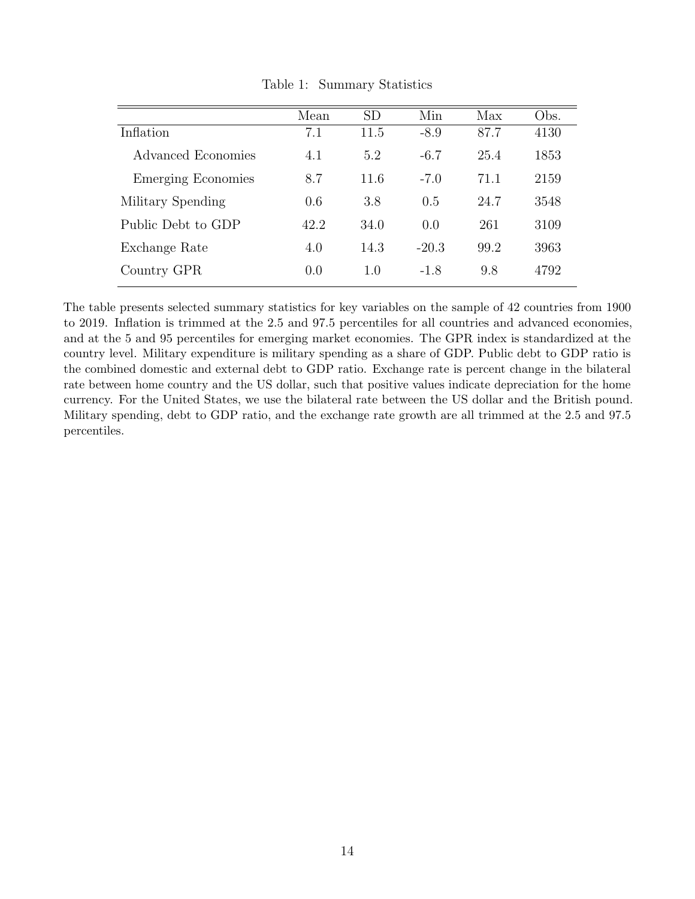Table 1: Summary Statistics

| | Mean | SD | Min | Max | Obs. |
|---|---|---|---|---|---|
| Inflation | 7.1 | 11.5 | -8.9 | 87.7 | 4130 |
| Advanced Economies | 4.1 | 5.2 | -6.7 | 25.4 | 1853 |
| Emerging Economies | 8.7 | 11.6 | -7.0 | 71.1 | 2159 |
| Military Spending | 0.6 | 3.8 | 0.5 | 24.7 | 3548 |
| Public Debt to GDP | 42.2 | 34.0 | 0.0 | 261 | 3109 |
| Exchange Rate | 4.0 | 14.3 | -20.3 | 99.2 | 3963 |
| Country GPR | 0.0 | 1.0 | -1.8 | 9.8 | 4792 |

The table presents selected summary statistics for key variables on the sample of 42 countries from 1900 to 2019. Inflation is trimmed at the 2.5 and 97.5 percentiles for all countries and advanced economies, and at the 5 and 95 percentiles for emerging market economies. The GPR index is standardized at the country level. Military expenditure is military spending as a share of GDP. Public debt to GDP ratio is the combined domestic and external debt to GDP ratio. Exchange rate is percent change in the bilateral rate between home country and the US dollar, such that positive values indicate depreciation for the home currency. For the United States, we use the bilateral rate between the US dollar and the British pound. Military spending, debt to GDP ratio, and the exchange rate growth are all trimmed at the 2.5 and 97.5 percentiles.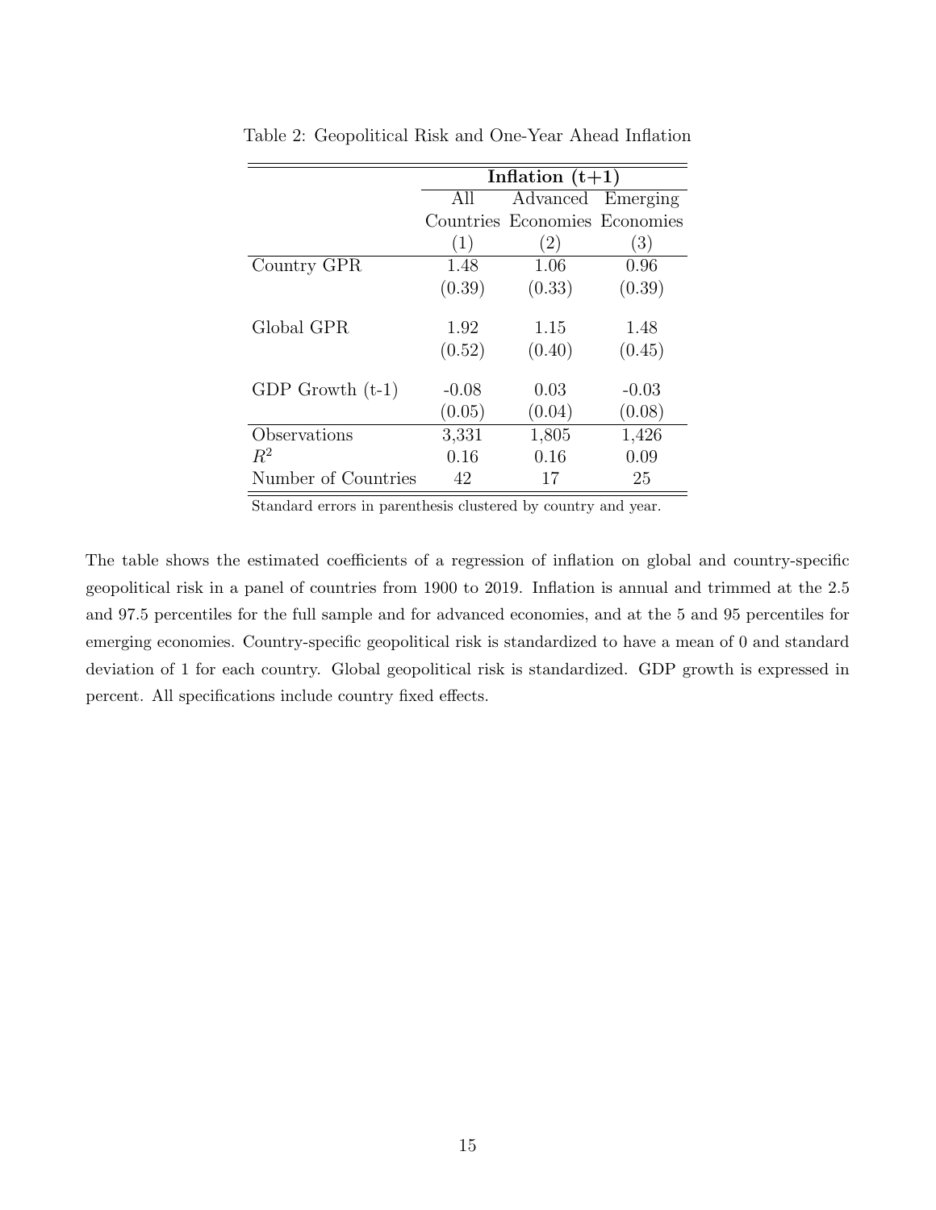Table 2: Geopolitical Risk and One-Year Ahead Inflation

| | **Inflation (t+1)** | | |
|---|---|---|---|
| | All Countries | Advanced Economies | Emerging Economies |
| | (1) | (2) | (3) |
| Country GPR | 1.48 | 1.06 | 0.96 |
| | (0.39) | (0.33) | (0.39) |
| Global GPR | 1.92 | 1.15 | 1.48 |
| | (0.52) | (0.40) | (0.45) |
| GDP Growth (t-1) | -0.08 | 0.03 | -0.03 |
| | (0.05) | (0.04) | (0.08) |
| Observations | 3,331 | 1,805 | 1,426 |
| $R^2$ | 0.16 | 0.16 | 0.09 |
| Number of Countries | 42 | 17 | 25 |

Standard errors in parenthesis clustered by country and year.

The table shows the estimated coefficients of a regression of inflation on global and country-specific geopolitical risk in a panel of countries from 1900 to 2019. Inflation is annual and trimmed at the 2.5 and 97.5 percentiles for the full sample and for advanced economies, and at the 5 and 95 percentiles for emerging economies. Country-specific geopolitical risk is standardized to have a mean of 0 and standard deviation of 1 for each country. Global geopolitical risk is standardized. GDP growth is expressed in percent. All specifications include country fixed effects.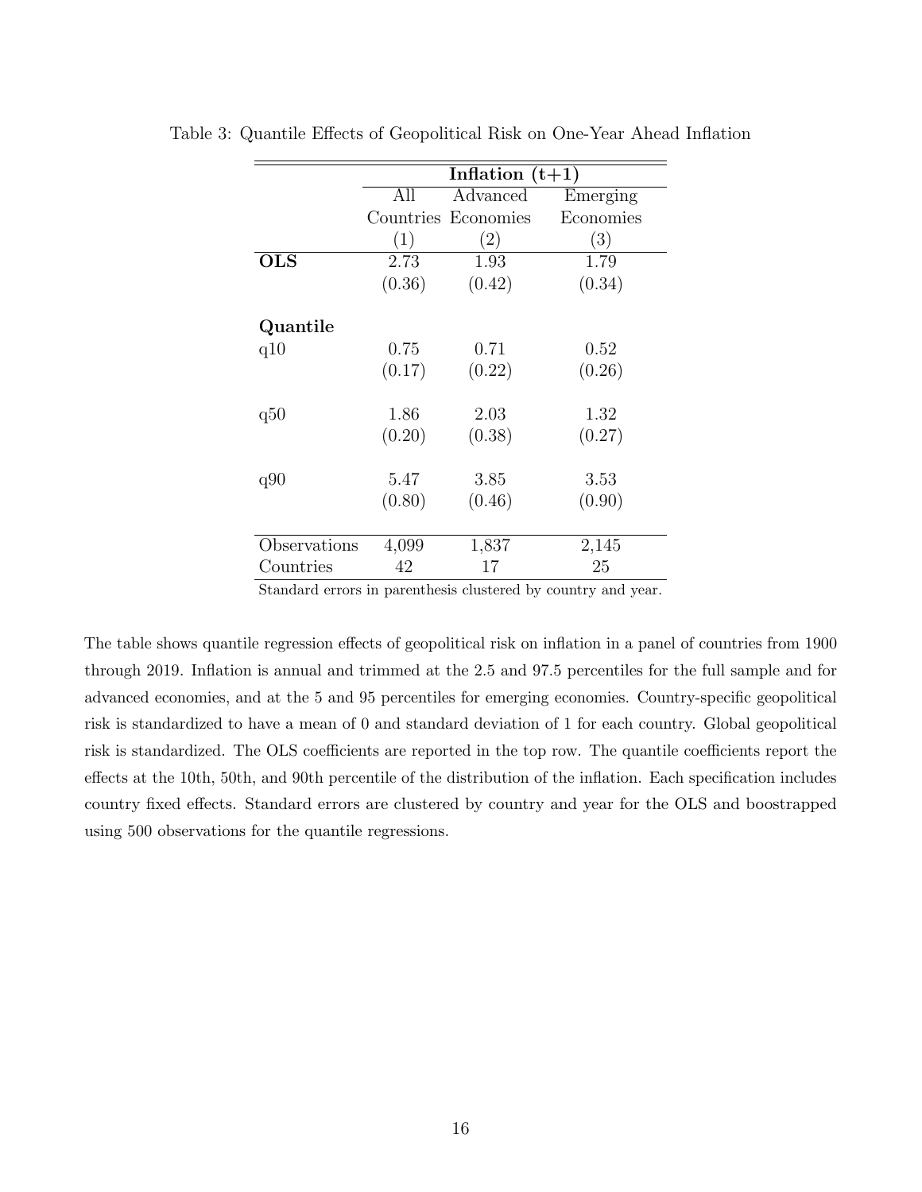Table 3: Quantile Effects of Geopolitical Risk on One-Year Ahead Inflation

| | **Inflation (t+1)** | | |
|---|---|---|---|
| | All Countries | Advanced Economies | Emerging Economies |
| | (1) | (2) | (3) |
| **OLS** | 2.73 | 1.93 | 1.79 |
| | (0.36) | (0.42) | (0.34) |
| **Quantile** | | | |
| q10 | 0.75 | 0.71 | 0.52 |
| | (0.17) | (0.22) | (0.26) |
| q50 | 1.86 | 2.03 | 1.32 |
| | (0.20) | (0.38) | (0.27) |
| q90 | 5.47 | 3.85 | 3.53 |
| | (0.80) | (0.46) | (0.90) |
| Observations | 4,099 | 1,837 | 2,145 |
| Countries | 42 | 17 | 25 |

Standard errors in parenthesis clustered by country and year.

The table shows quantile regression effects of geopolitical risk on inflation in a panel of countries from 1900 through 2019. Inflation is annual and trimmed at the 2.5 and 97.5 percentiles for the full sample and for advanced economies, and at the 5 and 95 percentiles for emerging economies. Country-specific geopolitical risk is standardized to have a mean of 0 and standard deviation of 1 for each country. Global geopolitical risk is standardized. The OLS coefficients are reported in the top row. The quantile coefficients report the effects at the 10th, 50th, and 90th percentile of the distribution of the inflation. Each specification includes country fixed effects. Standard errors are clustered by country and year for the OLS and boostrapped using 500 observations for the quantile regressions.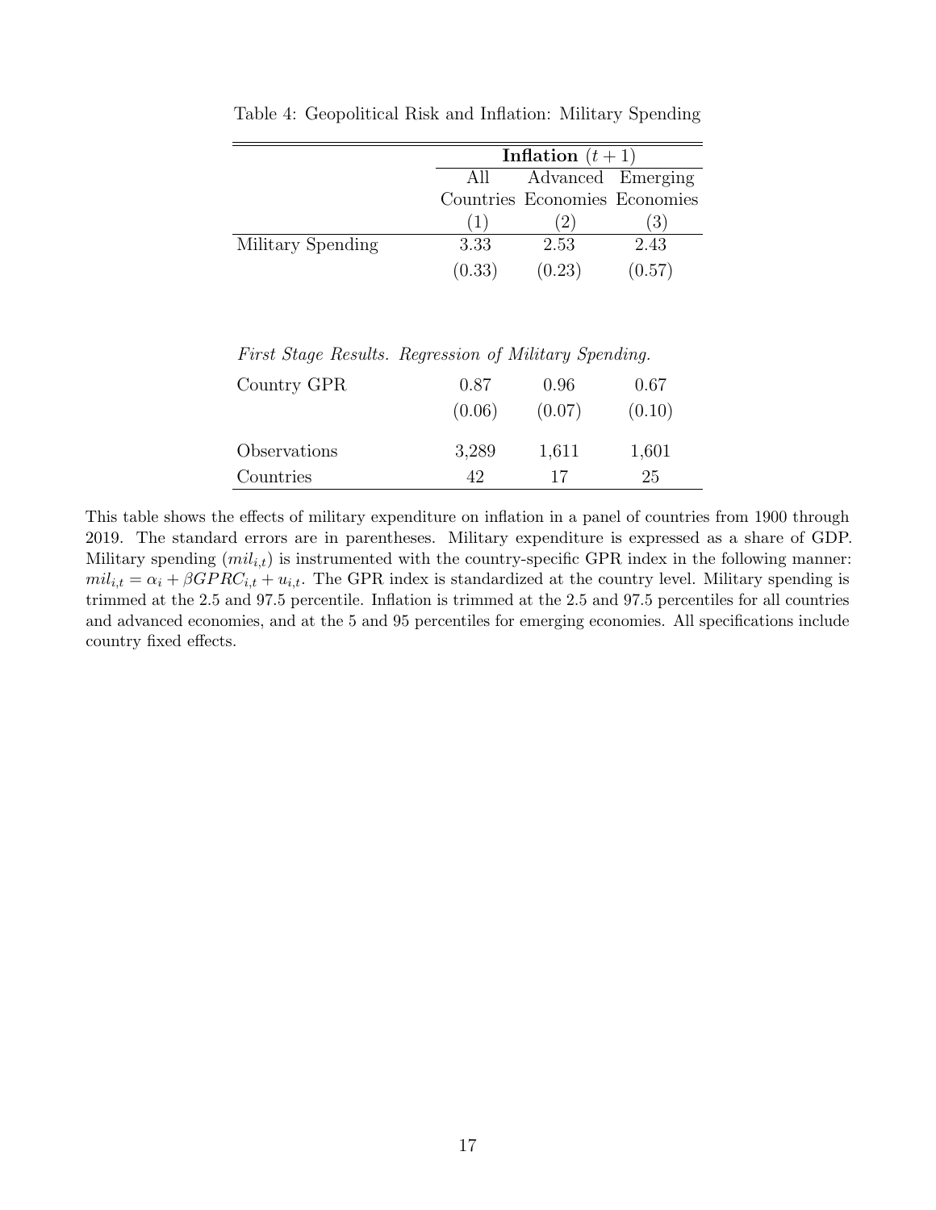Table 4: Geopolitical Risk and Inflation: Military Spending

| | **Inflation** $(t+1)$ | | |
|---|---|---|---|
| | All Countries | Advanced Economies | Emerging Economies |
| | (1) | (2) | (3) |
| Military Spending | 3.33 | 2.53 | 2.43 |
| | (0.33) | (0.23) | (0.57) |
| *First Stage Results. Regression of Military Spending.* | | | |
| Country GPR | 0.87 | 0.96 | 0.67 |
| | (0.06) | (0.07) | (0.10) |
| Observations | 3,289 | 1,611 | 1,601 |
| Countries | 42 | 17 | 25 |

This table shows the effects of military expenditure on inflation in a panel of countries from 1900 through 2019. The standard errors are in parentheses. Military expenditure is expressed as a share of GDP. Military spending ($mil_{i,t}$) is instrumented with the country-specific GPR index in the following manner: $mil_{i,t} = \alpha_i + \beta GPRC_{i,t} + u_{i,t}$. The GPR index is standardized at the country level. Military spending is trimmed at the 2.5 and 97.5 percentile. Inflation is trimmed at the 2.5 and 97.5 percentiles for all countries and advanced economies, and at the 5 and 95 percentiles for emerging economies. All specifications include country fixed effects.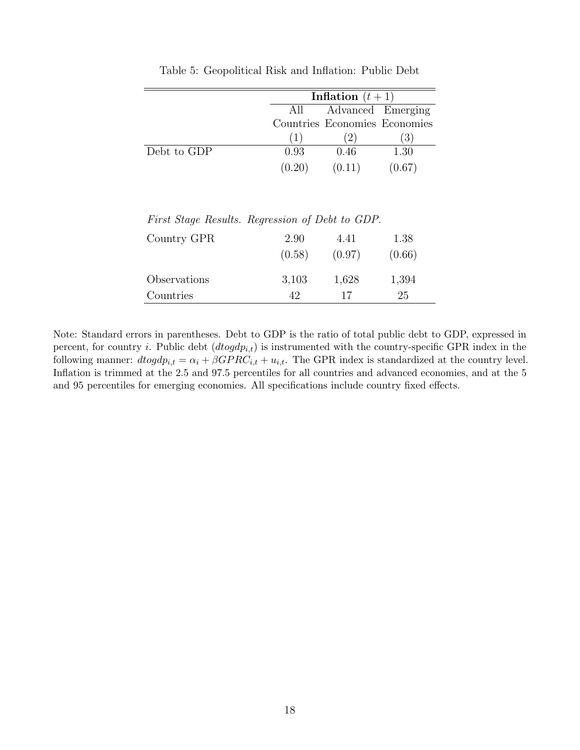Table 5: Geopolitical Risk and Inflation: Public Debt

| | Inflation $(t+1)$ | | |
|---|---|---|---|
| | All Countries | Advanced Economies | Emerging Economies |
| | (1) | (2) | (3) |
| Debt to GDP | 0.93 | 0.46 | 1.30 |
| | (0.20) | (0.11) | (0.67) |
| *First Stage Results. Regression of Debt to GDP.* | | | |
| Country GPR | 2.90 | 4.41 | 1.38 |
| | (0.58) | (0.97) | (0.66) |
| Observations | 3,103 | 1,628 | 1,394 |
| Countries | 42 | 17 | 25 |

Note: Standard errors in parentheses. Debt to GDP is the ratio of total public debt to GDP, expressed in percent, for country $i$. Public debt ($dtogdp_{i,t}$) is instrumented with the country-specific GPR index in the following manner: $dtogdp_{i,t} = \alpha_i + \beta GPRC_{i,t} + u_{i,t}$. The GPR index is standardized at the country level. Inflation is trimmed at the 2.5 and 97.5 percentiles for all countries and advanced economies, and at the 5 and 95 percentiles for emerging economies. All specifications include country fixed effects.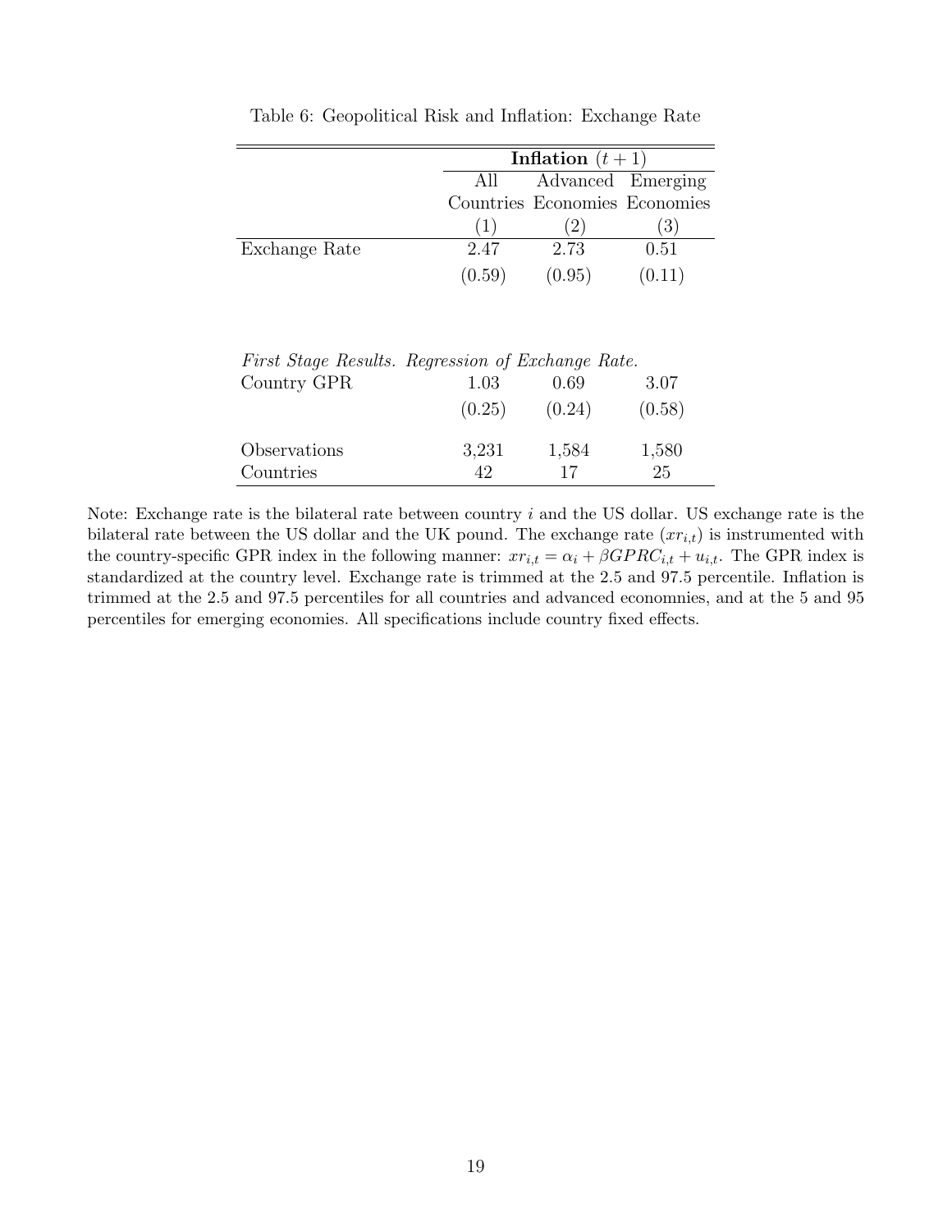Table 6: Geopolitical Risk and Inflation: Exchange Rate

| | Inflation $(t+1)$ | | |
|---|---|---|---|
| | All Countries | Advanced Economies | Emerging Economies |
| | (1) | (2) | (3) |
| Exchange Rate | 2.47 | 2.73 | 0.51 |
| | (0.59) | (0.95) | (0.11) |
| | | | |
| *First Stage Results. Regression of Exchange Rate.* | | | |
| Country GPR | 1.03 | 0.69 | 3.07 |
| | (0.25) | (0.24) | (0.58) |
| | | | |
| Observations | 3,231 | 1,584 | 1,580 |
| Countries | 42 | 17 | 25 |

Note: Exchange rate is the bilateral rate between country $i$ and the US dollar. US exchange rate is the bilateral rate between the US dollar and the UK pound. The exchange rate ($xr_{i,t}$) is instrumented with the country-specific GPR index in the following manner: $xr_{i,t} = \alpha_i + \beta GPRC_{i,t} + u_{i,t}$. The GPR index is standardized at the country level. Exchange rate is trimmed at the 2.5 and 97.5 percentile. Inflation is trimmed at the 2.5 and 97.5 percentiles for all countries and advanced economnies, and at the 5 and 95 percentiles for emerging economies. All specifications include country fixed effects.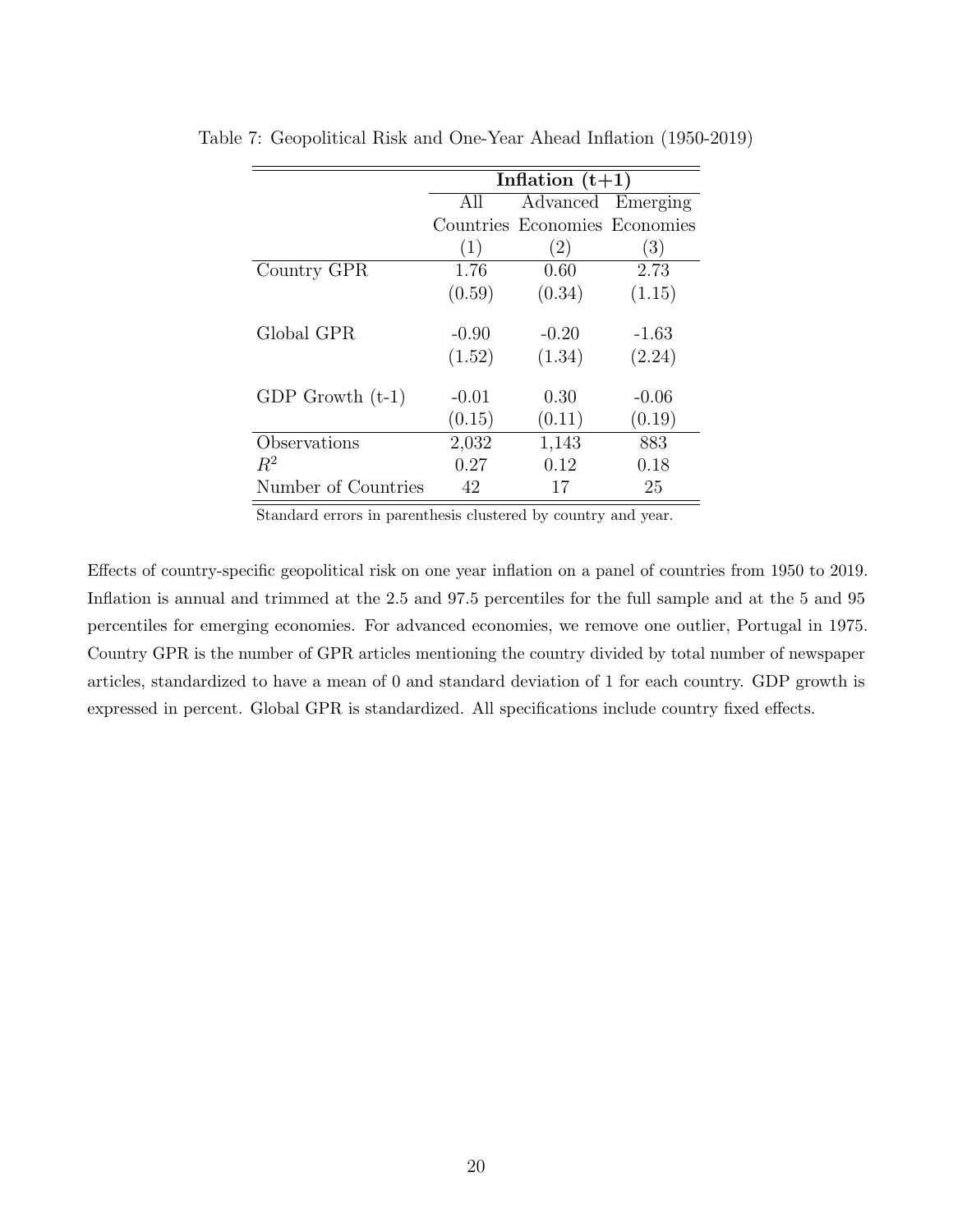Table 7: Geopolitical Risk and One-Year Ahead Inflation (1950-2019)

| | **Inflation (t+1)** | | |
|---|---|---|---|
| | All Countries | Advanced Economies | Emerging Economies |
| | (1) | (2) | (3) |
| Country GPR | 1.76 | 0.60 | 2.73 |
| | (0.59) | (0.34) | (1.15) |
| Global GPR | -0.90 | -0.20 | -1.63 |
| | (1.52) | (1.34) | (2.24) |
| GDP Growth (t-1) | -0.01 | 0.30 | -0.06 |
| | (0.15) | (0.11) | (0.19) |
| Observations | 2,032 | 1,143 | 883 |
| $R^2$ | 0.27 | 0.12 | 0.18 |
| Number of Countries | 42 | 17 | 25 |

Standard errors in parenthesis clustered by country and year.

Effects of country-specific geopolitical risk on one year inflation on a panel of countries from 1950 to 2019. Inflation is annual and trimmed at the 2.5 and 97.5 percentiles for the full sample and at the 5 and 95 percentiles for emerging economies. For advanced economies, we remove one outlier, Portugal in 1975. Country GPR is the number of GPR articles mentioning the country divided by total number of newspaper articles, standardized to have a mean of 0 and standard deviation of 1 for each country. GDP growth is expressed in percent. Global GPR is standardized. All specifications include country fixed effects.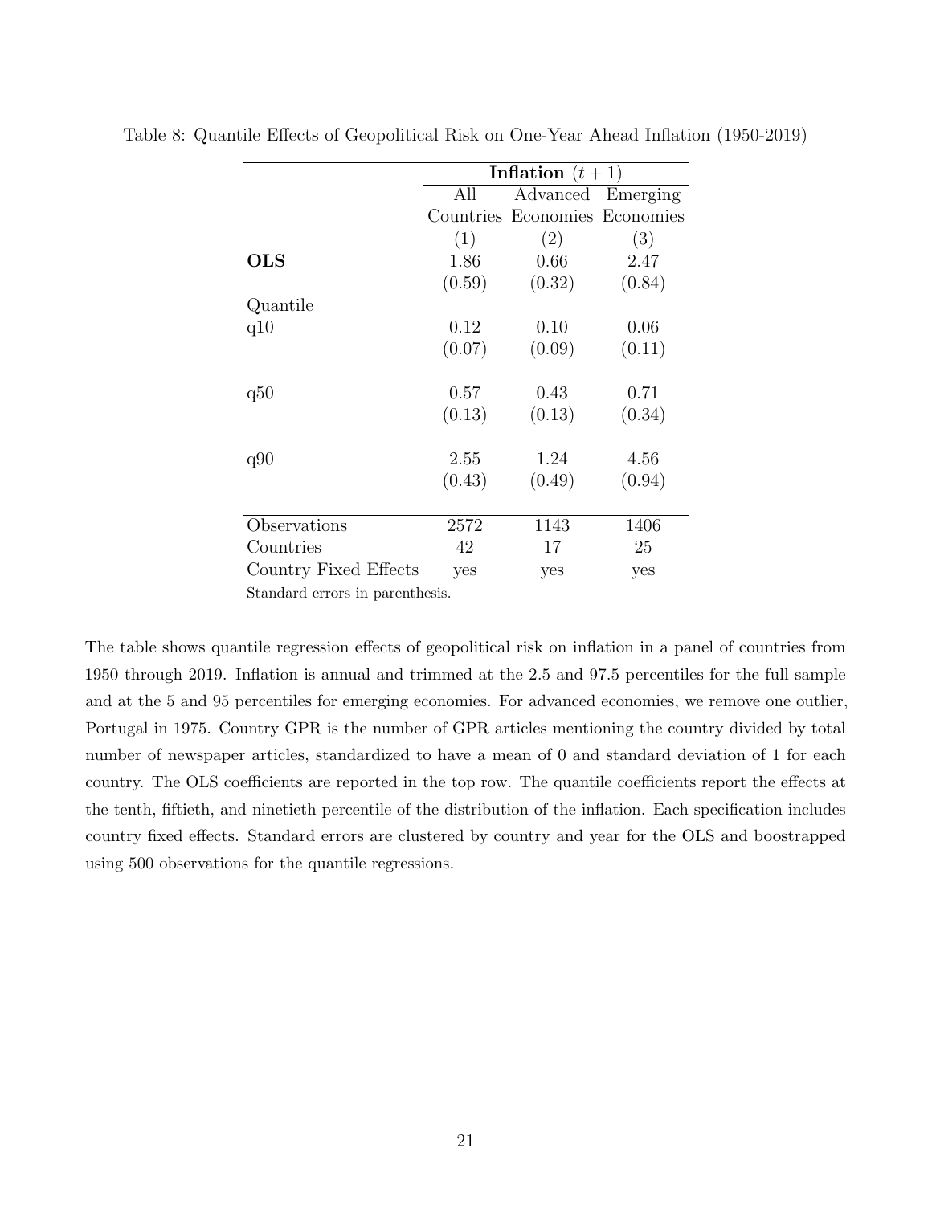Table 8: Quantile Effects of Geopolitical Risk on One-Year Ahead Inflation (1950-2019)

| | **Inflation** $(t+1)$ | | |
|---|---|---|---|
| | All Countries | Advanced Economies | Emerging Economies |
| | (1) | (2) | (3) |
| **OLS** | 1.86 | 0.66 | 2.47 |
| | (0.59) | (0.32) | (0.84) |
| Quantile | | | |
| q10 | 0.12 | 0.10 | 0.06 |
| | (0.07) | (0.09) | (0.11) |
| q50 | 0.57 | 0.43 | 0.71 |
| | (0.13) | (0.13) | (0.34) |
| q90 | 2.55 | 1.24 | 4.56 |
| | (0.43) | (0.49) | (0.94) |
| Observations | 2572 | 1143 | 1406 |
| Countries | 42 | 17 | 25 |
| Country Fixed Effects | yes | yes | yes |

Standard errors in parenthesis.

The table shows quantile regression effects of geopolitical risk on inflation in a panel of countries from 1950 through 2019. Inflation is annual and trimmed at the 2.5 and 97.5 percentiles for the full sample and at the 5 and 95 percentiles for emerging economies. For advanced economies, we remove one outlier, Portugal in 1975. Country GPR is the number of GPR articles mentioning the country divided by total number of newspaper articles, standardized to have a mean of 0 and standard deviation of 1 for each country. The OLS coefficients are reported in the top row. The quantile coefficients report the effects at the tenth, fiftieth, and ninetieth percentile of the distribution of the inflation. Each specification includes country fixed effects. Standard errors are clustered by country and year for the OLS and boostrapped using 500 observations for the quantile regressions.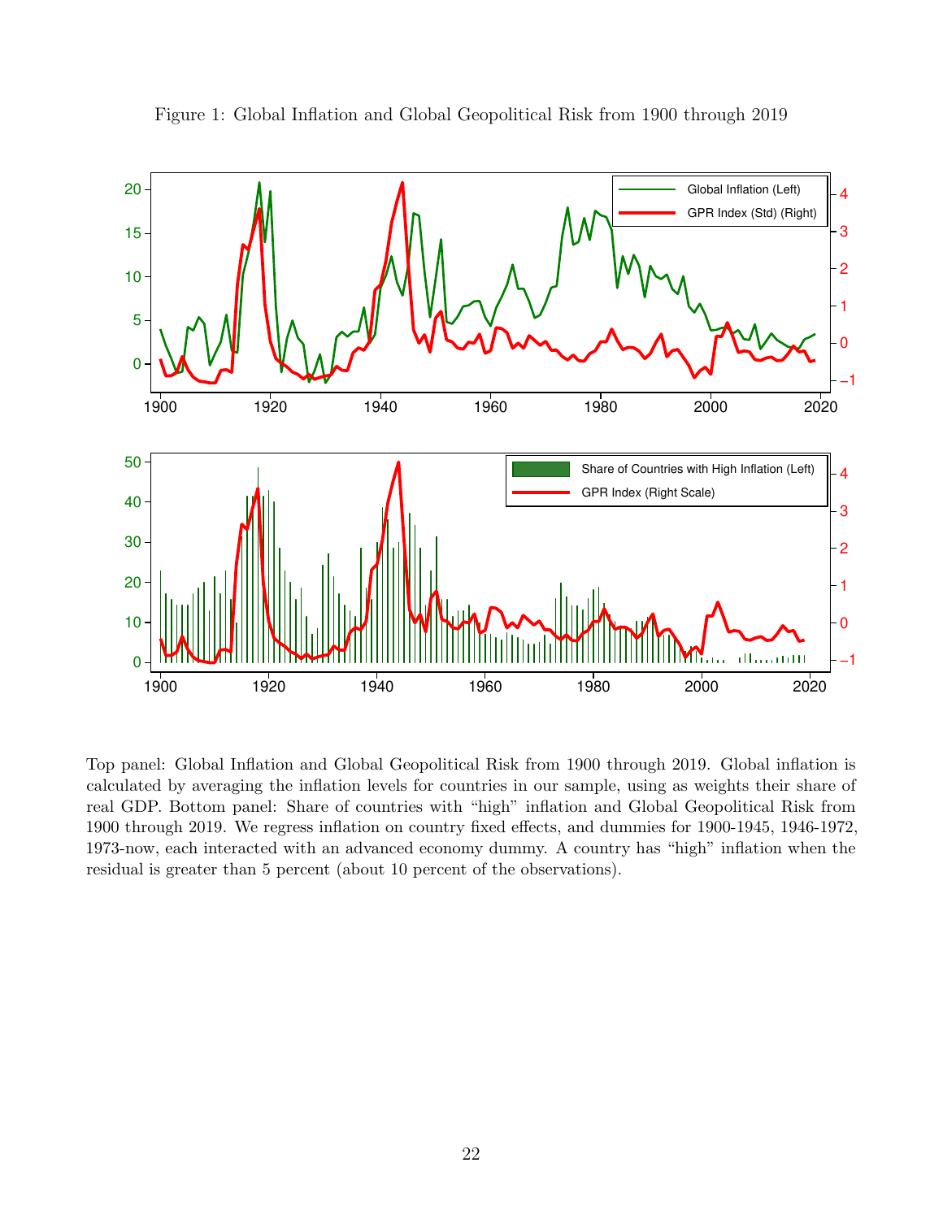Figure 1: Global Inflation and Global Geopolitical Risk from 1900 through 2019

Top panel: Global Inflation and Global Geopolitical Risk from 1900 through 2019. Global inflation is calculated by averaging the inflation levels for countries in our sample, using as weights their share of real GDP. Bottom panel: Share of countries with "high" inflation and Global Geopolitical Risk from 1900 through 2019. We regress inflation on country fixed effects, and dummies for 1900-1945, 1946-1972, 1973-now, each interacted with an advanced economy dummy. A country has "high" inflation when the residual is greater than 5 percent (about 10 percent of the observations).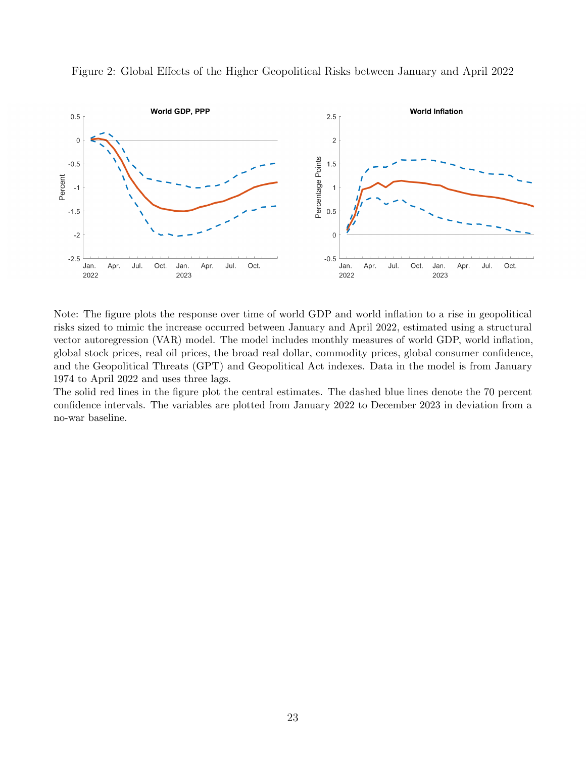Figure 2: Global Effects of the Higher Geopolitical Risks between January and April 2022

Note: The figure plots the response over time of world GDP and world inflation to a rise in geopolitical risks sized to mimic the increase occurred between January and April 2022, estimated using a structural vector autoregression (VAR) model. The model includes monthly measures of world GDP, world inflation, global stock prices, real oil prices, the broad real dollar, commodity prices, global consumer confidence, and the Geopolitical Threats (GPT) and Geopolitical Act indexes. Data in the model is from January 1974 to April 2022 and uses three lags.

The solid red lines in the figure plot the central estimates. The dashed blue lines denote the 70 percent confidence intervals. The variables are plotted from January 2022 to December 2023 in deviation from a no-war baseline.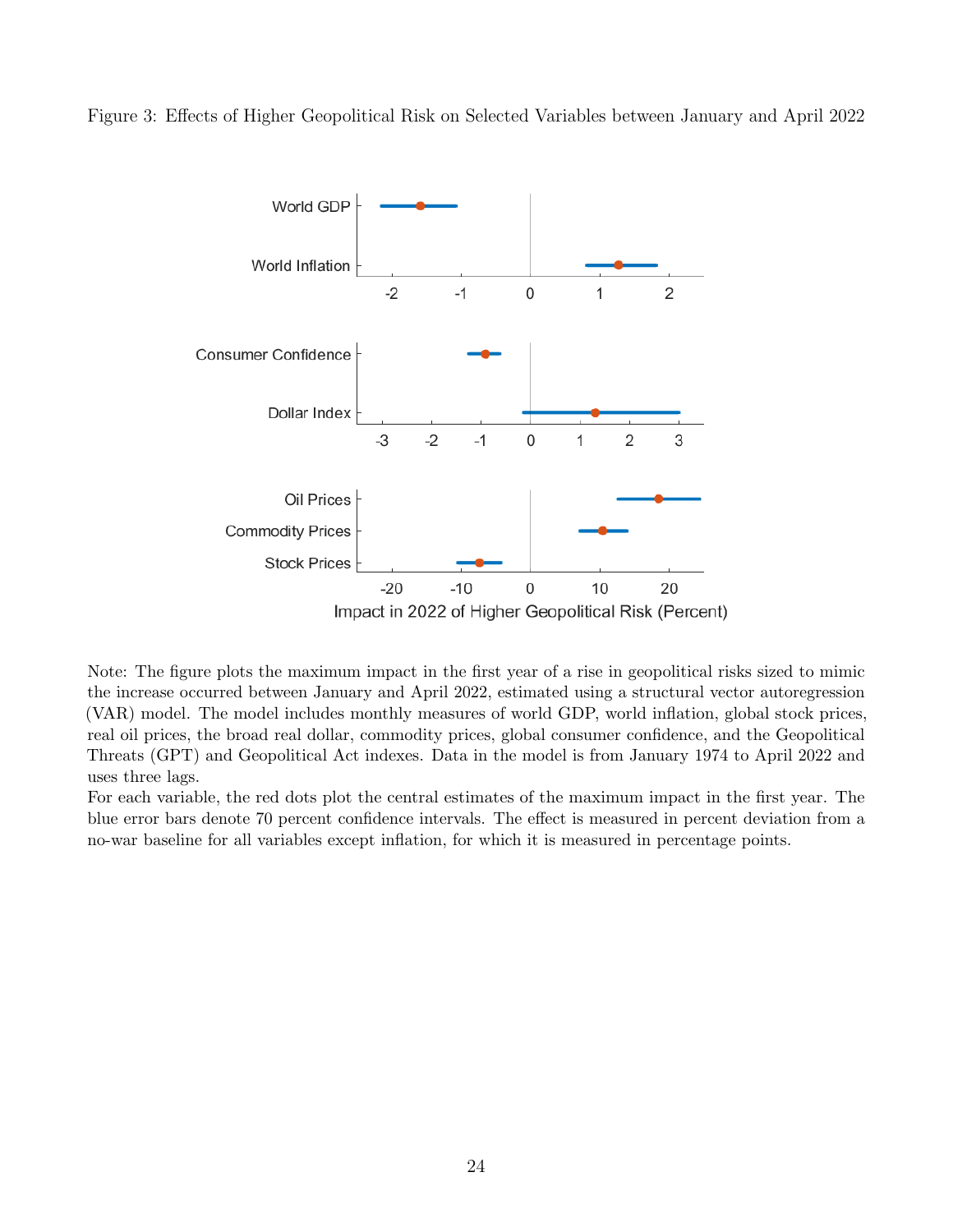Figure 3: Effects of Higher Geopolitical Risk on Selected Variables between January and April 2022

Note: The figure plots the maximum impact in the first year of a rise in geopolitical risks sized to mimic the increase occurred between January and April 2022, estimated using a structural vector autoregression (VAR) model. The model includes monthly measures of world GDP, world inflation, global stock prices, real oil prices, the broad real dollar, commodity prices, global consumer confidence, and the Geopolitical Threats (GPT) and Geopolitical Act indexes. Data in the model is from January 1974 to April 2022 and uses three lags.

For each variable, the red dots plot the central estimates of the maximum impact in the first year. The blue error bars denote 70 percent confidence intervals. The effect is measured in percent deviation from a no-war baseline for all variables except inflation, for which it is measured in percentage points.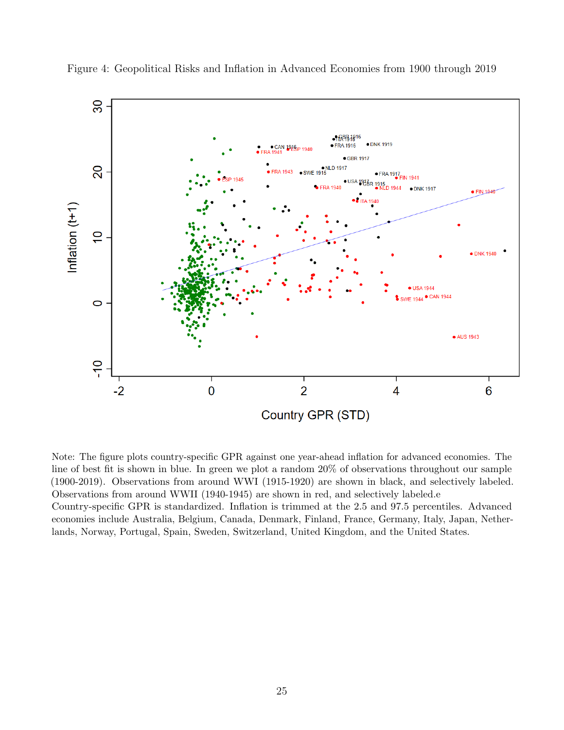Figure 4: Geopolitical Risks and Inflation in Advanced Economies from 1900 through 2019

Note: The figure plots country-specific GPR against one year-ahead inflation for advanced economies. The line of best fit is shown in blue. In green we plot a random 20% of observations throughout our sample (1900-2019). Observations from around WWI (1915-1920) are shown in black, and selectively labeled. Observations from around WWII (1940-1945) are shown in red, and selectively labeled.e Country-specific GPR is standardized. Inflation is trimmed at the 2.5 and 97.5 percentiles. Advanced economies include Australia, Belgium, Canada, Denmark, Finland, France, Germany, Italy, Japan, Netherlands, Norway, Portugal, Spain, Sweden, Switzerland, United Kingdom, and the United States.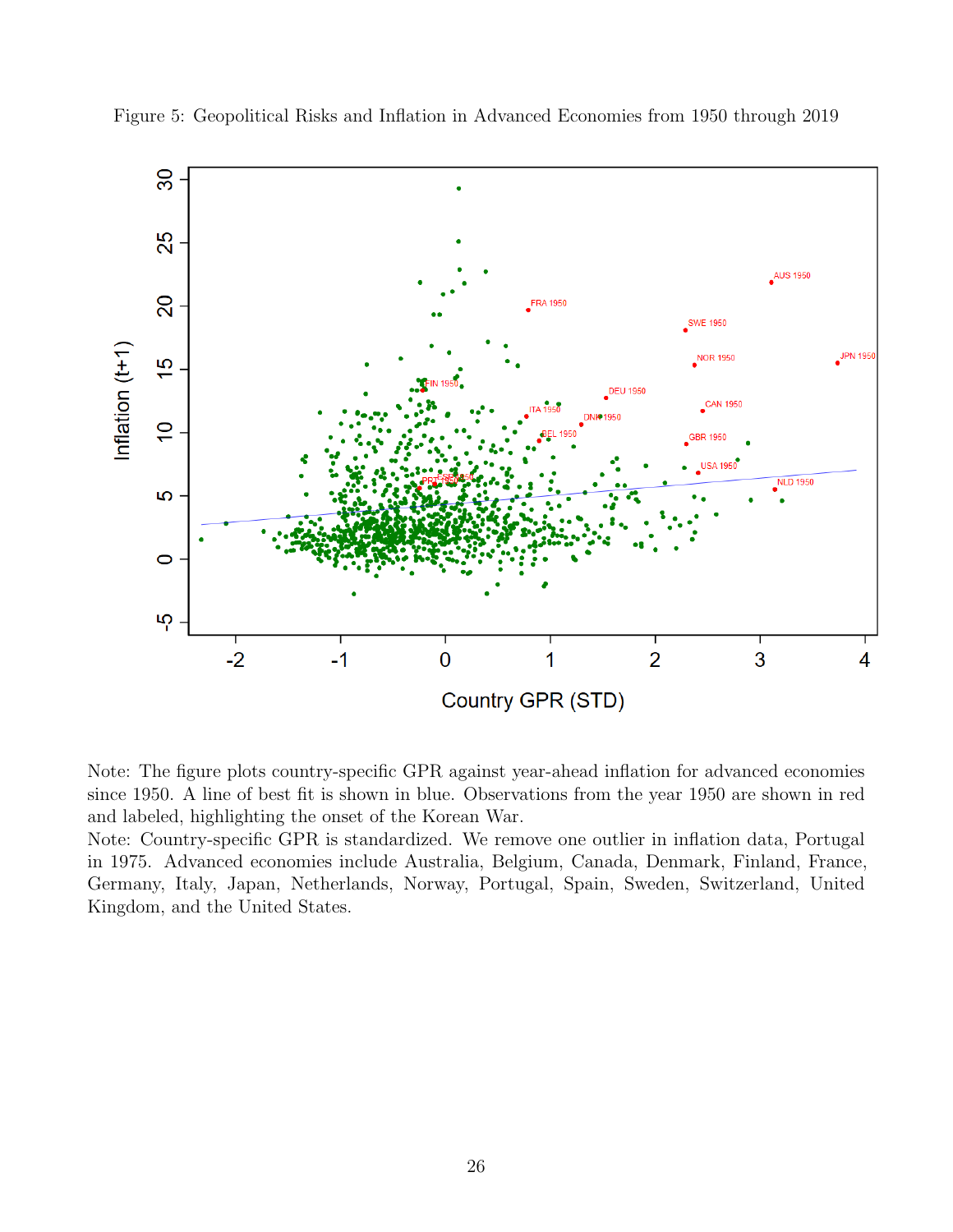Figure 5: Geopolitical Risks and Inflation in Advanced Economies from 1950 through 2019

Note: The figure plots country-specific GPR against year-ahead inflation for advanced economies since 1950. A line of best fit is shown in blue. Observations from the year 1950 are shown in red and labeled, highlighting the onset of the Korean War.

Note: Country-specific GPR is standardized. We remove one outlier in inflation data, Portugal in 1975. Advanced economies include Australia, Belgium, Canada, Denmark, Finland, France, Germany, Italy, Japan, Netherlands, Norway, Portugal, Spain, Sweden, Switzerland, United Kingdom, and the United States.